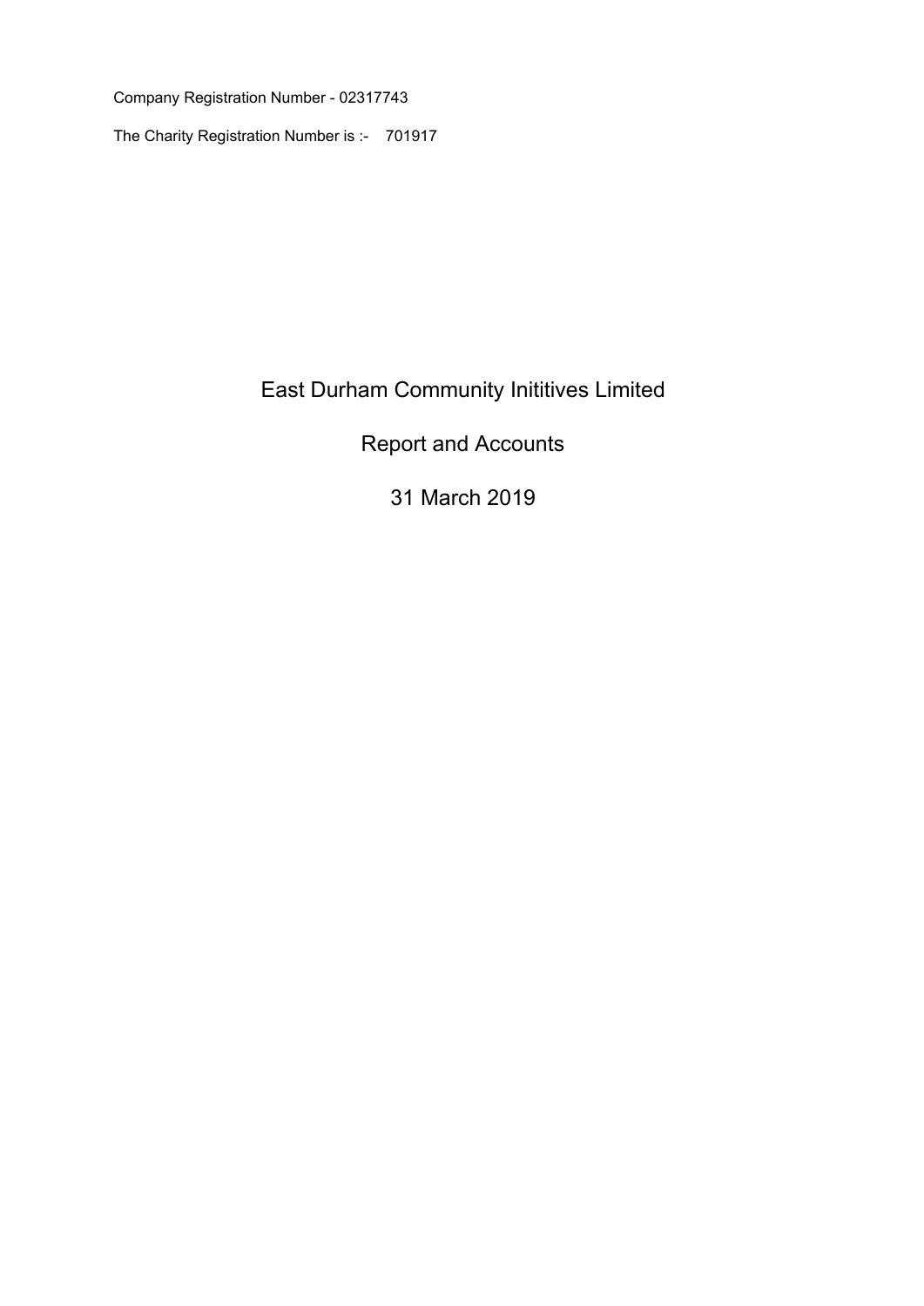Company Registration Number - 02317743

The Charity Registration Number is :- 701917

# East Durham Community Inititives Limited

## Report and Accounts

## 31 March 2019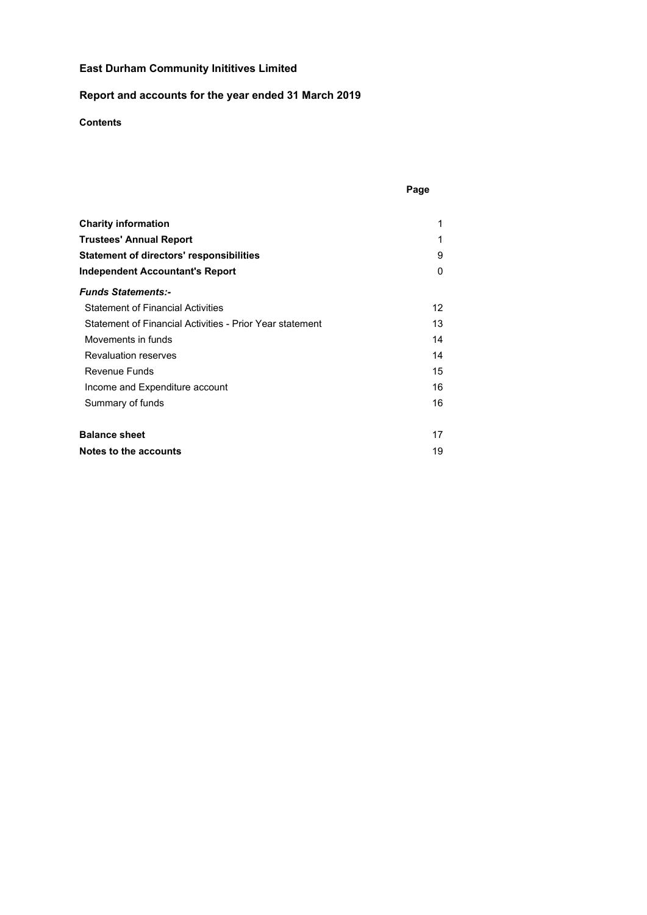# East Durham Community Inititives Limited

## Report and accounts for the year ended 31 March 2019

**Contents**

| | Page |
|---|---|
| **Charity information** | 1 |
| **Trustees' Annual Report** | 1 |
| **Statement of directors' responsibilities** | 9 |
| **Independent Accountant's Report** | 0 |
| ***Funds Statements:-*** | |
| Statement of Financial Activities | 12 |
| Statement of Financial Activities - Prior Year statement | 13 |
| Movements in funds | 14 |
| Revaluation reserves | 14 |
| Revenue Funds | 15 |
| Income and Expenditure account | 16 |
| Summary of funds | 16 |
| **Balance sheet** | 17 |
| **Notes to the accounts** | 19 |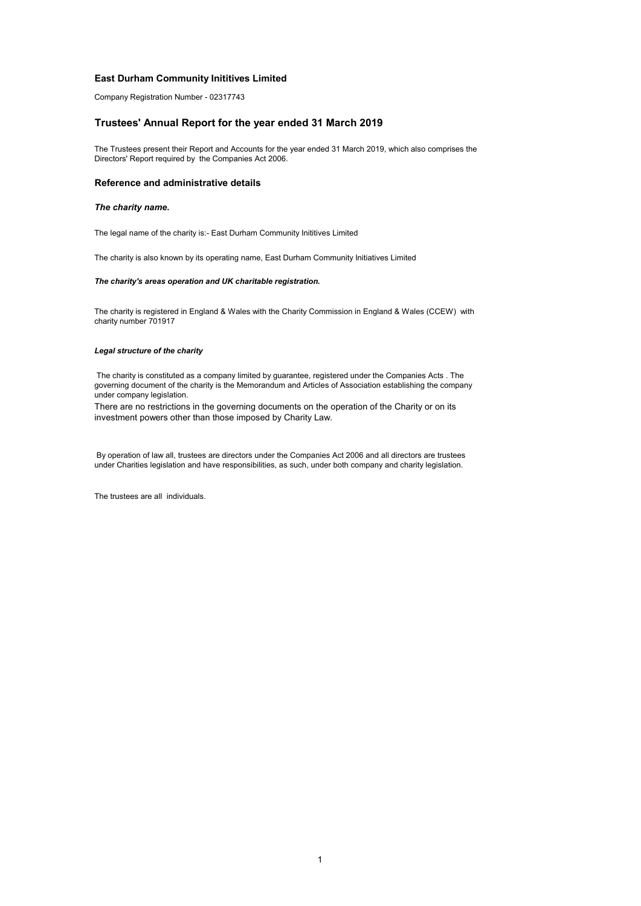**East Durham Community Inititives Limited**

Company Registration Number - 02317743

## Trustees' Annual Report for the year ended 31 March 2019

The Trustees present their Report and Accounts for the year ended 31 March 2019, which also comprises the Directors' Report required by the Companies Act 2006.

### Reference and administrative details

***The charity name.***

The legal name of the charity is:- East Durham Community Inititives Limited

The charity is also known by its operating name, East Durham Community Initiatives Limited

***The charity's areas operation and UK charitable registration.***

The charity is registered in England & Wales with the Charity Commission in England & Wales (CCEW) with charity number 701917

***Legal structure of the charity***

The charity is constituted as a company limited by guarantee, registered under the Companies Acts . The governing document of the charity is the Memorandum and Articles of Association establishing the company under company legislation.

There are no restrictions in the governing documents on the operation of the Charity or on its investment powers other than those imposed by Charity Law.

By operation of law all, trustees are directors under the Companies Act 2006 and all directors are trustees under Charities legislation and have responsibilities, as such, under both company and charity legislation.

The trustees are all individuals.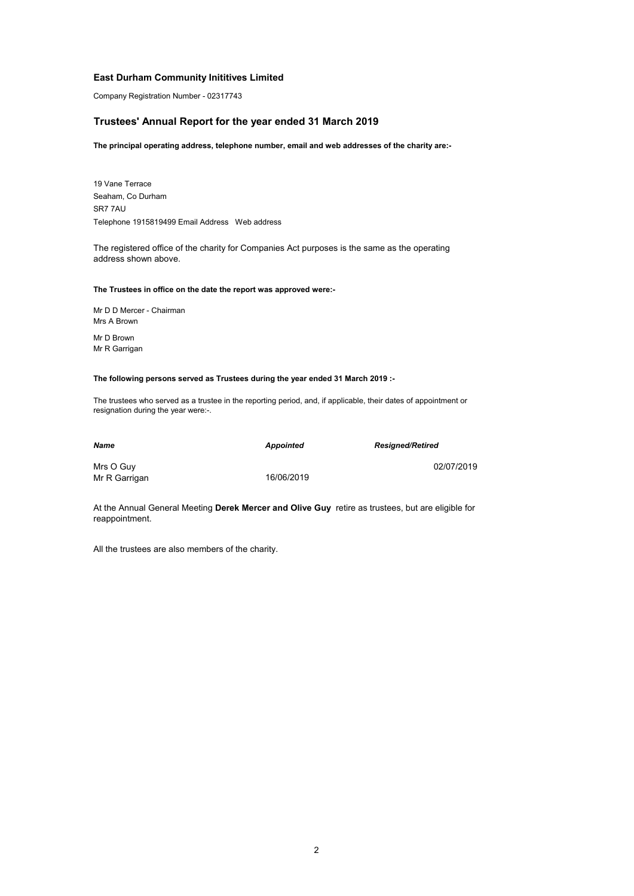**East Durham Community Inititives Limited**

Company Registration Number - 02317743

## Trustees' Annual Report for the year ended 31 March 2019

**The principal operating address, telephone number, email and web addresses of the charity are:-**

19 Vane Terrace
Seaham, Co Durham
SR7 7AU
Telephone 1915819499 Email Address Web address

The registered office of the charity for Companies Act purposes is the same as the operating address shown above.

**The Trustees in office on the date the report was approved were:-**

Mr D D Mercer - Chairman
Mrs A Brown
Mr D Brown
Mr R Garrigan

**The following persons served as Trustees during the year ended 31 March 2019 :-**

The trustees who served as a trustee in the reporting period, and, if applicable, their dates of appointment or resignation during the year were:-.

| ***Name*** | ***Appointed*** | ***Resigned/Retired*** |
|---|---|---|
| Mrs O Guy | | 02/07/2019 |
| Mr R Garrigan | 16/06/2019 | |

At the Annual General Meeting **Derek Mercer and Olive Guy** retire as trustees, but are eligible for reappointment.

All the trustees are also members of the charity.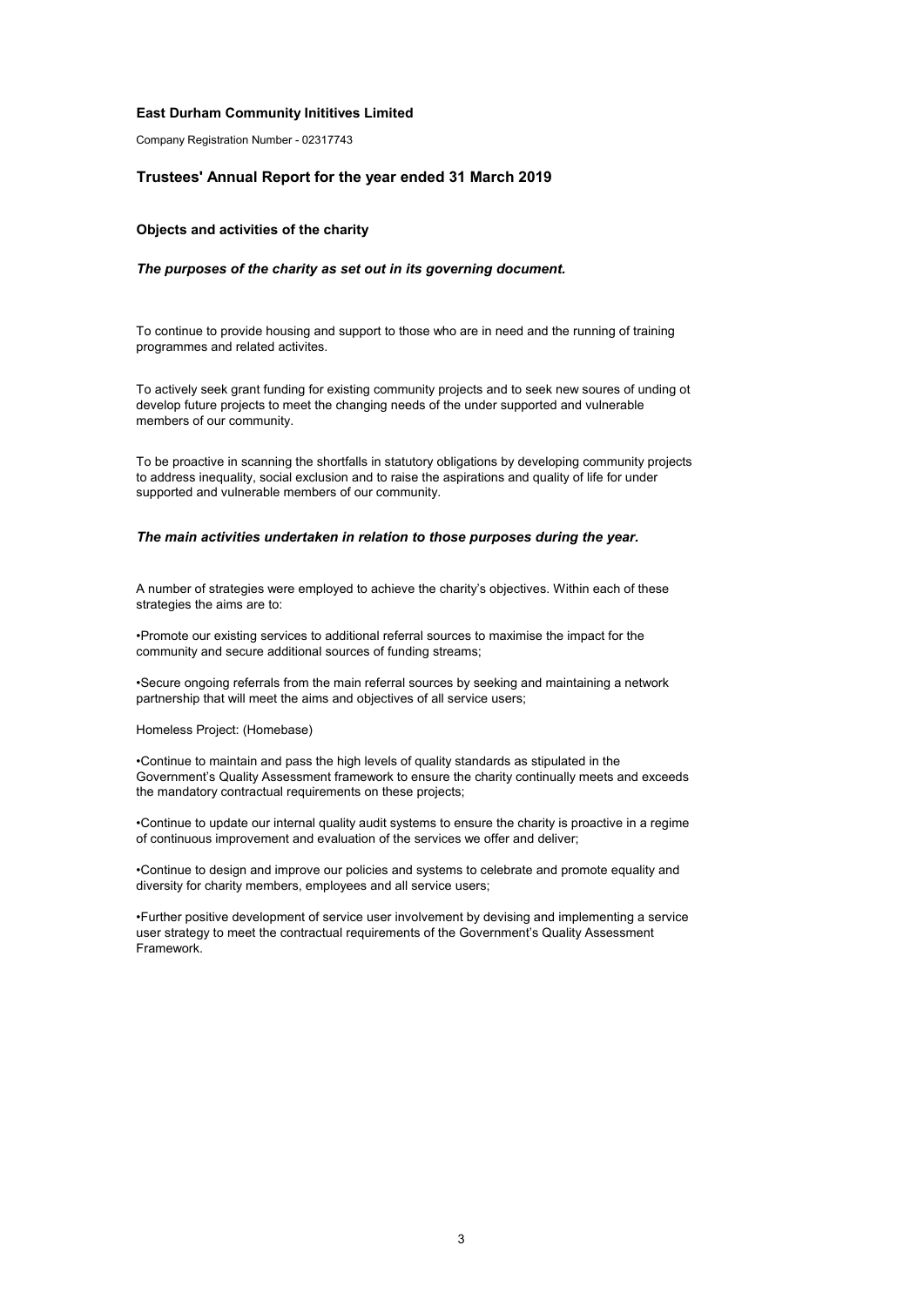**East Durham Community Inititives Limited**

Company Registration Number - 02317743

## Trustees' Annual Report for the year ended 31 March 2019

### Objects and activities of the charity

***The purposes of the charity as set out in its governing document.***

To continue to provide housing and support to those who are in need and the running of training programmes and related activites.

To actively seek grant funding for existing community projects and to seek new soures of unding ot develop future projects to meet the changing needs of the under supported and vulnerable members of our community.

To be proactive in scanning the shortfalls in statutory obligations by developing community projects to address inequality, social exclusion and to raise the aspirations and quality of life for under supported and vulnerable members of our community.

***The main activities undertaken in relation to those purposes during the year.***

A number of strategies were employed to achieve the charity's objectives. Within each of these strategies the aims are to:

•Promote our existing services to additional referral sources to maximise the impact for the community and secure additional sources of funding streams;

•Secure ongoing referrals from the main referral sources by seeking and maintaining a network partnership that will meet the aims and objectives of all service users;

Homeless Project: (Homebase)

•Continue to maintain and pass the high levels of quality standards as stipulated in the Government's Quality Assessment framework to ensure the charity continually meets and exceeds the mandatory contractual requirements on these projects;

•Continue to update our internal quality audit systems to ensure the charity is proactive in a regime of continuous improvement and evaluation of the services we offer and deliver;

•Continue to design and improve our policies and systems to celebrate and promote equality and diversity for charity members, employees and all service users;

•Further positive development of service user involvement by devising and implementing a service user strategy to meet the contractual requirements of the Government's Quality Assessment Framework.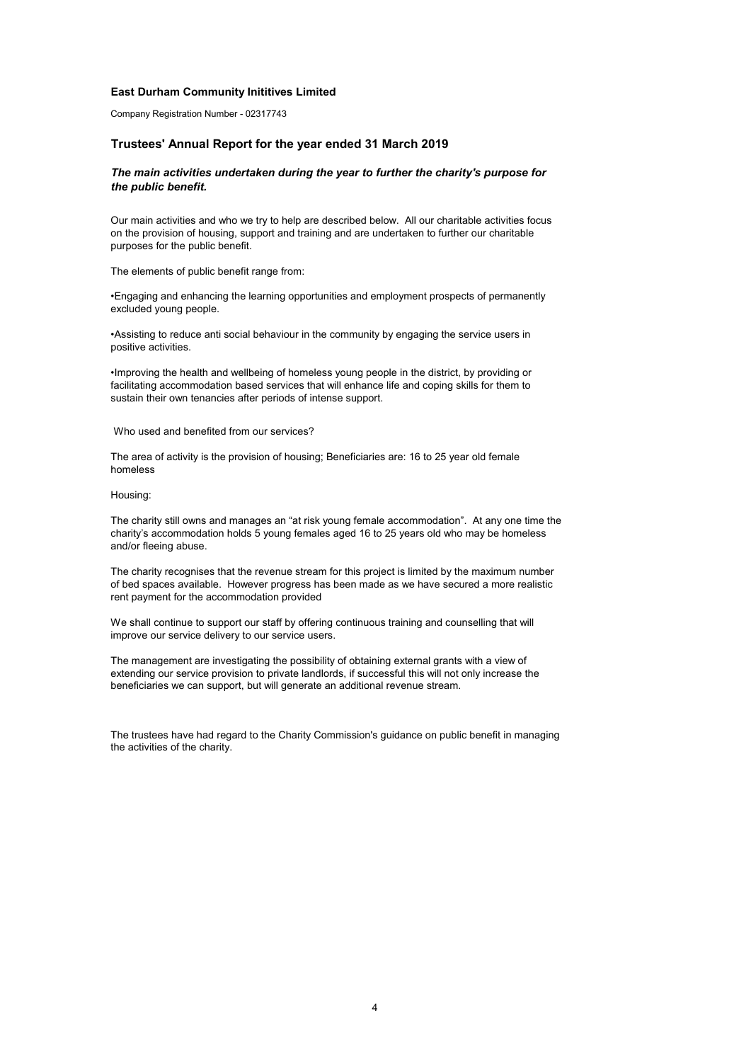**East Durham Community Inititives Limited**

Company Registration Number - 02317743

## Trustees' Annual Report for the year ended 31 March 2019

### *The main activities undertaken during the year to further the charity's purpose for the public benefit.*

Our main activities and who we try to help are described below. All our charitable activities focus on the provision of housing, support and training and are undertaken to further our charitable purposes for the public benefit.

The elements of public benefit range from:

•Engaging and enhancing the learning opportunities and employment prospects of permanently excluded young people.

•Assisting to reduce anti social behaviour in the community by engaging the service users in positive activities.

•Improving the health and wellbeing of homeless young people in the district, by providing or facilitating accommodation based services that will enhance life and coping skills for them to sustain their own tenancies after periods of intense support.

Who used and benefited from our services?

The area of activity is the provision of housing; Beneficiaries are: 16 to 25 year old female homeless

Housing:

The charity still owns and manages an "at risk young female accommodation". At any one time the charity's accommodation holds 5 young females aged 16 to 25 years old who may be homeless and/or fleeing abuse.

The charity recognises that the revenue stream for this project is limited by the maximum number of bed spaces available. However progress has been made as we have secured a more realistic rent payment for the accommodation provided

We shall continue to support our staff by offering continuous training and counselling that will improve our service delivery to our service users.

The management are investigating the possibility of obtaining external grants with a view of extending our service provision to private landlords, if successful this will not only increase the beneficiaries we can support, but will generate an additional revenue stream.

The trustees have had regard to the Charity Commission's guidance on public benefit in managing the activities of the charity.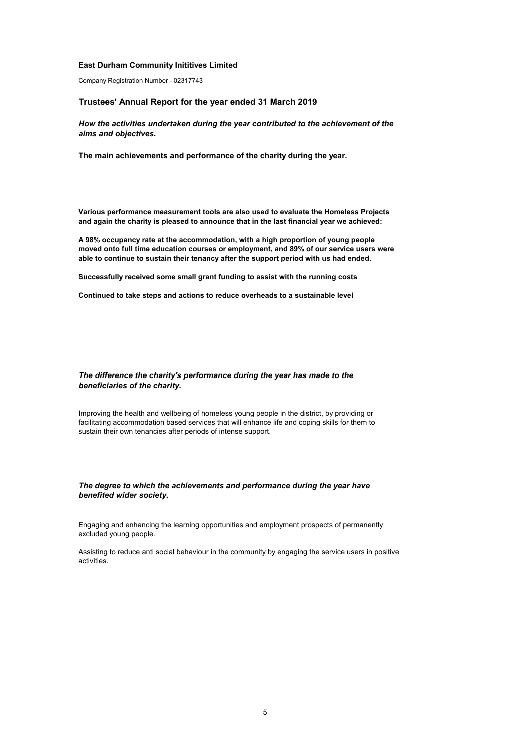**East Durham Community Inititives Limited**

Company Registration Number - 02317743

## Trustees' Annual Report for the year ended 31 March 2019

***How the activities undertaken during the year contributed to the achievement of the aims and objectives.***

**The main achievements and performance of the charity during the year.**

**Various performance measurement tools are also used to evaluate the Homeless Projects and again the charity is pleased to announce that in the last financial year we achieved:**

**A 98% occupancy rate at the accommodation, with a high proportion of young people moved onto full time education courses or employment, and 89% of our service users were able to continue to sustain their tenancy after the support period with us had ended.**

**Successfully received some small grant funding to assist with the running costs**

**Continued to take steps and actions to reduce overheads to a sustainable level**

***The difference the charity's performance during the year has made to the beneficiaries of the charity.***

Improving the health and wellbeing of homeless young people in the district, by providing or facilitating accommodation based services that will enhance life and coping skills for them to sustain their own tenancies after periods of intense support.

***The degree to which the achievements and performance during the year have benefited wider society.***

Engaging and enhancing the learning opportunities and employment prospects of permanently excluded young people.

Assisting to reduce anti social behaviour in the community by engaging the service users in positive activities.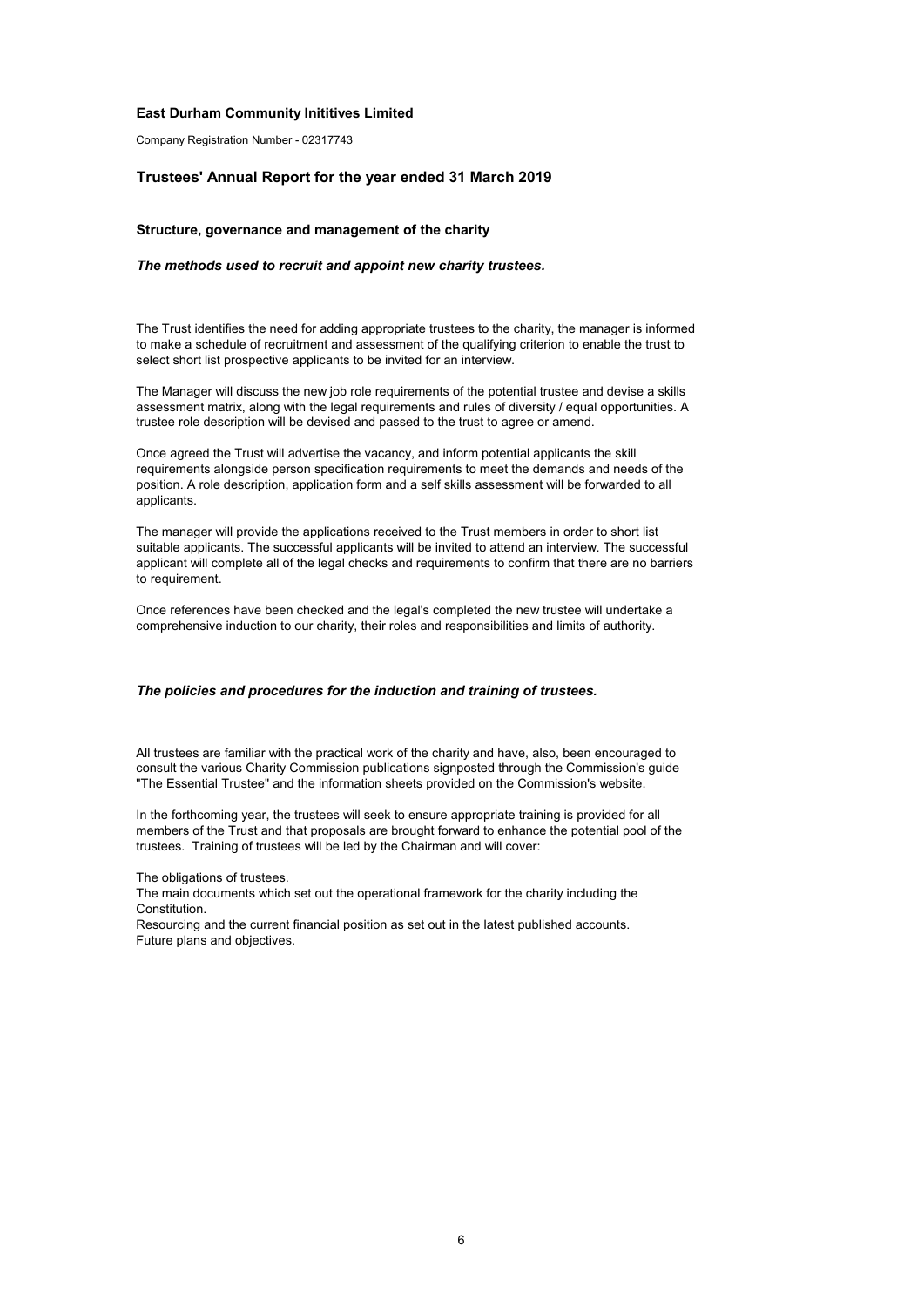**East Durham Community Inititives Limited**

Company Registration Number - 02317743

## Trustees' Annual Report for the year ended 31 March 2019

### Structure, governance and management of the charity

***The methods used to recruit and appoint new charity trustees.***

The Trust identifies the need for adding appropriate trustees to the charity, the manager is informed to make a schedule of recruitment and assessment of the qualifying criterion to enable the trust to select short list prospective applicants to be invited for an interview.

The Manager will discuss the new job role requirements of the potential trustee and devise a skills assessment matrix, along with the legal requirements and rules of diversity / equal opportunities. A trustee role description will be devised and passed to the trust to agree or amend.

Once agreed the Trust will advertise the vacancy, and inform potential applicants the skill requirements alongside person specification requirements to meet the demands and needs of the position. A role description, application form and a self skills assessment will be forwarded to all applicants.

The manager will provide the applications received to the Trust members in order to short list suitable applicants. The successful applicants will be invited to attend an interview. The successful applicant will complete all of the legal checks and requirements to confirm that there are no barriers to requirement.

Once references have been checked and the legal's completed the new trustee will undertake a comprehensive induction to our charity, their roles and responsibilities and limits of authority.

***The policies and procedures for the induction and training of trustees.***

All trustees are familiar with the practical work of the charity and have, also, been encouraged to consult the various Charity Commission publications signposted through the Commission's guide "The Essential Trustee" and the information sheets provided on the Commission's website.

In the forthcoming year, the trustees will seek to ensure appropriate training is provided for all members of the Trust and that proposals are brought forward to enhance the potential pool of the trustees. Training of trustees will be led by the Chairman and will cover:

The obligations of trustees.
The main documents which set out the operational framework for the charity including the Constitution.
Resourcing and the current financial position as set out in the latest published accounts.
Future plans and objectives.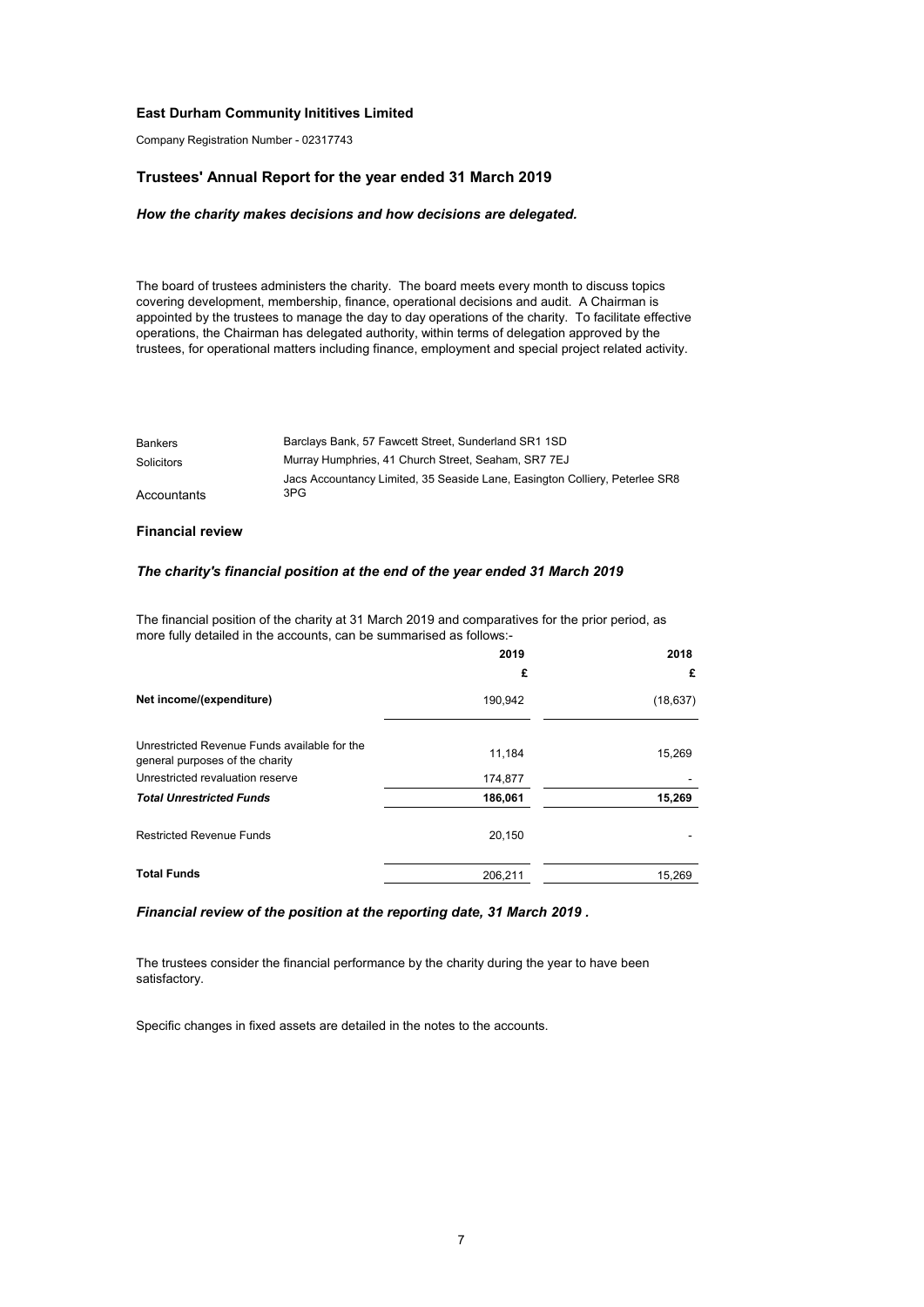**East Durham Community Inititives Limited**

Company Registration Number - 02317743

## Trustees' Annual Report for the year ended 31 March 2019

### *How the charity makes decisions and how decisions are delegated.*

The board of trustees administers the charity. The board meets every month to discuss topics covering development, membership, finance, operational decisions and audit. A Chairman is appointed by the trustees to manage the day to day operations of the charity. To facilitate effective operations, the Chairman has delegated authority, within terms of delegation approved by the trustees, for operational matters including finance, employment and special project related activity.

| | |
|---|---|
| Bankers | Barclays Bank, 57 Fawcett Street, Sunderland SR1 1SD |
| Solicitors | Murray Humphries, 41 Church Street, Seaham, SR7 7EJ |
| Accountants | Jacs Accountancy Limited, 35 Seaside Lane, Easington Colliery, Peterlee SR8 3PG |

### Financial review

### *The charity's financial position at the end of the year ended 31 March 2019*

The financial position of the charity at 31 March 2019 and comparatives for the prior period, as more fully detailed in the accounts, can be summarised as follows:-

| | 2019 | 2018 |
|---|---|---|
| | £ | £ |
| **Net income/(expenditure)** | 190,942 | (18,637) |
| Unrestricted Revenue Funds available for the general purposes of the charity | 11,184 | 15,269 |
| Unrestricted revaluation reserve | 174,877 | - |
| ***Total Unrestricted Funds*** | **186,061** | **15,269** |
| Restricted Revenue Funds | 20,150 | - |
| **Total Funds** | 206,211 | 15,269 |

### *Financial review of the position at the reporting date, 31 March 2019 .*

The trustees consider the financial performance by the charity during the year to have been satisfactory.

Specific changes in fixed assets are detailed in the notes to the accounts.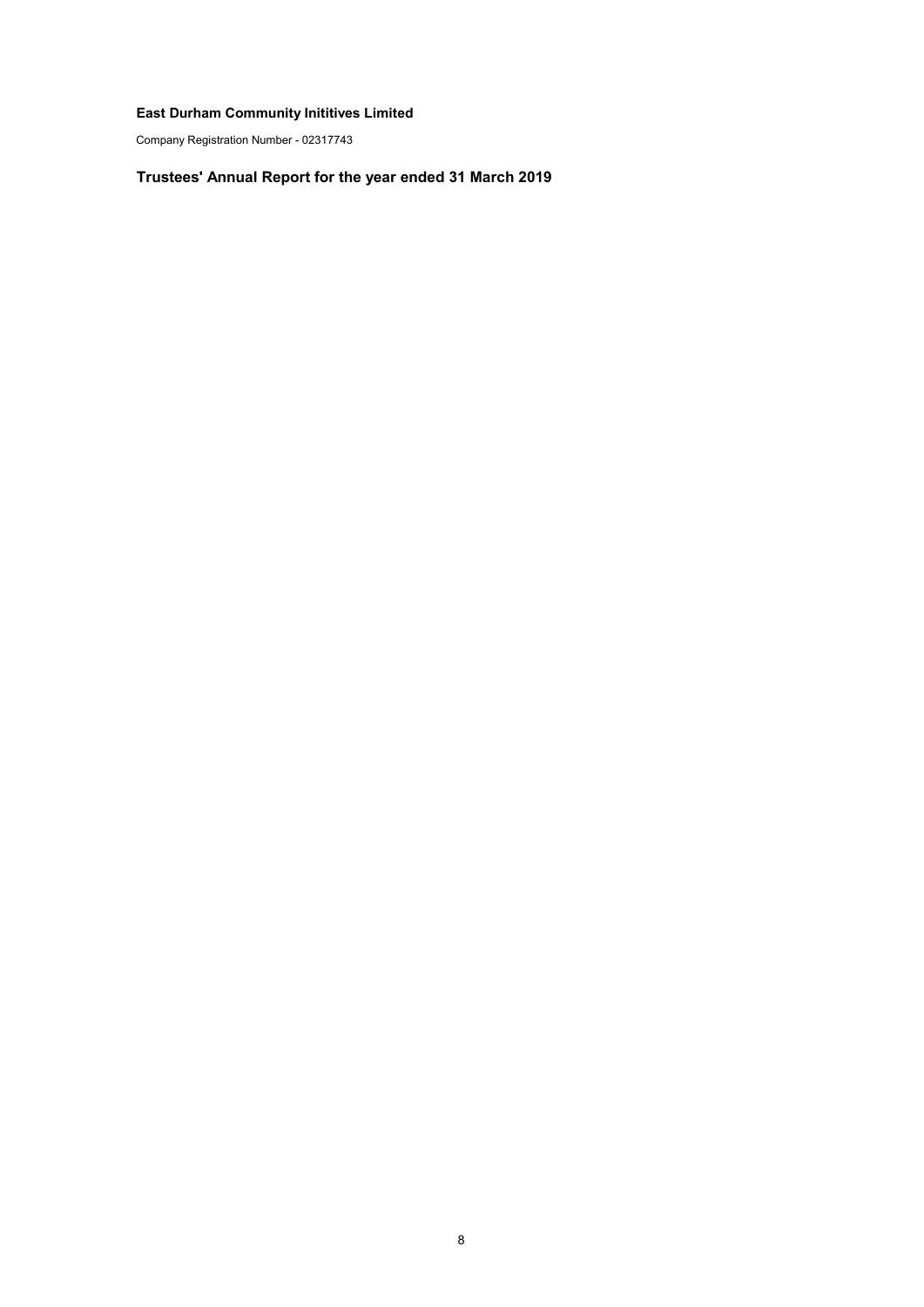**East Durham Community Inititives Limited**

Company Registration Number - 02317743

## Trustees' Annual Report for the year ended 31 March 2019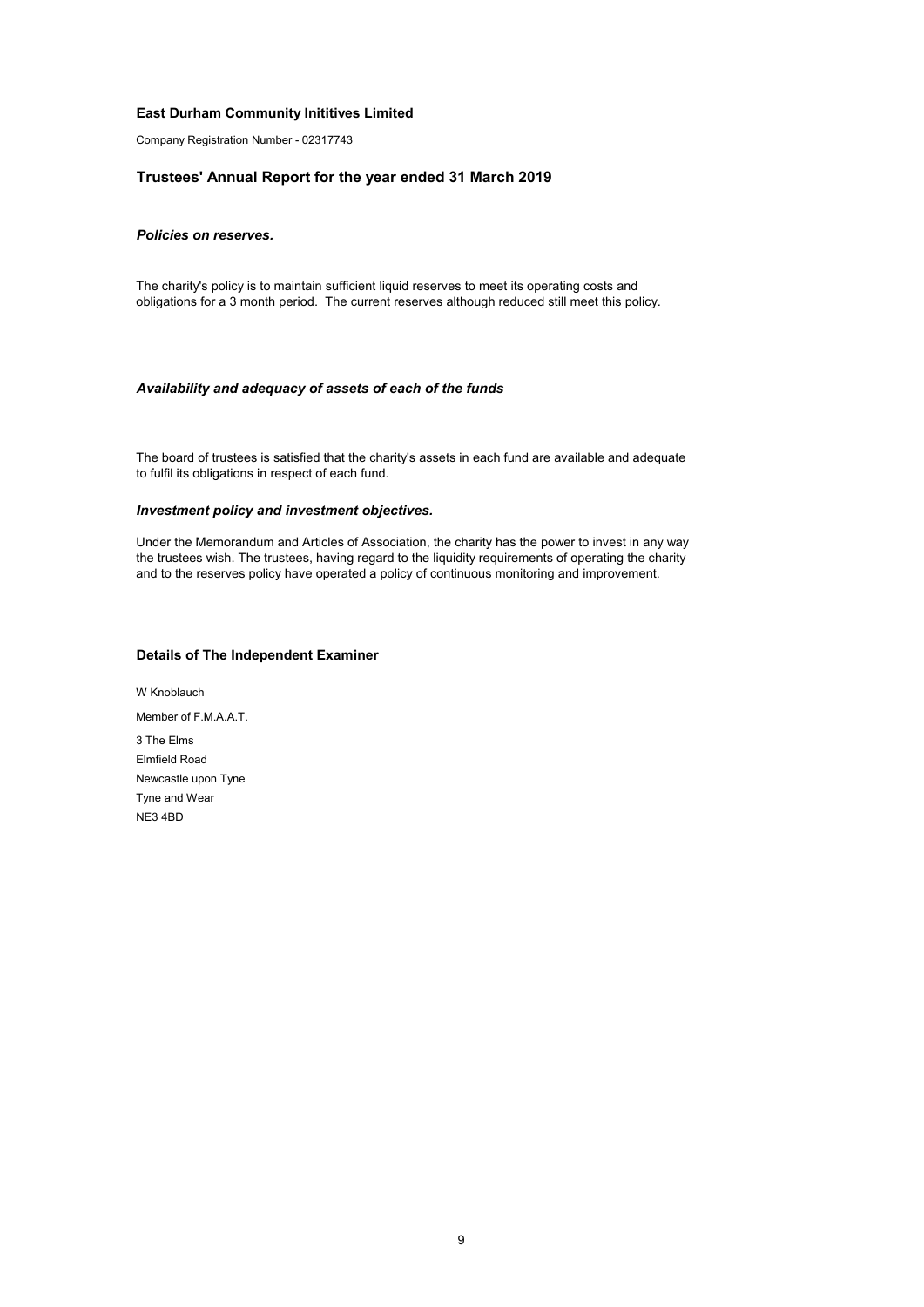**East Durham Community Inititives Limited**

Company Registration Number - 02317743

## Trustees' Annual Report for the year ended 31 March 2019

### *Policies on reserves.*

The charity's policy is to maintain sufficient liquid reserves to meet its operating costs and obligations for a 3 month period. The current reserves although reduced still meet this policy.

### *Availability and adequacy of assets of each of the funds*

The board of trustees is satisfied that the charity's assets in each fund are available and adequate to fulfil its obligations in respect of each fund.

### *Investment policy and investment objectives.*

Under the Memorandum and Articles of Association, the charity has the power to invest in any way the trustees wish. The trustees, having regard to the liquidity requirements of operating the charity and to the reserves policy have operated a policy of continuous monitoring and improvement.

### Details of The Independent Examiner

W Knoblauch

Member of F.M.A.A.T.

3 The Elms

Elmfield Road

Newcastle upon Tyne

Tyne and Wear

NE3 4BD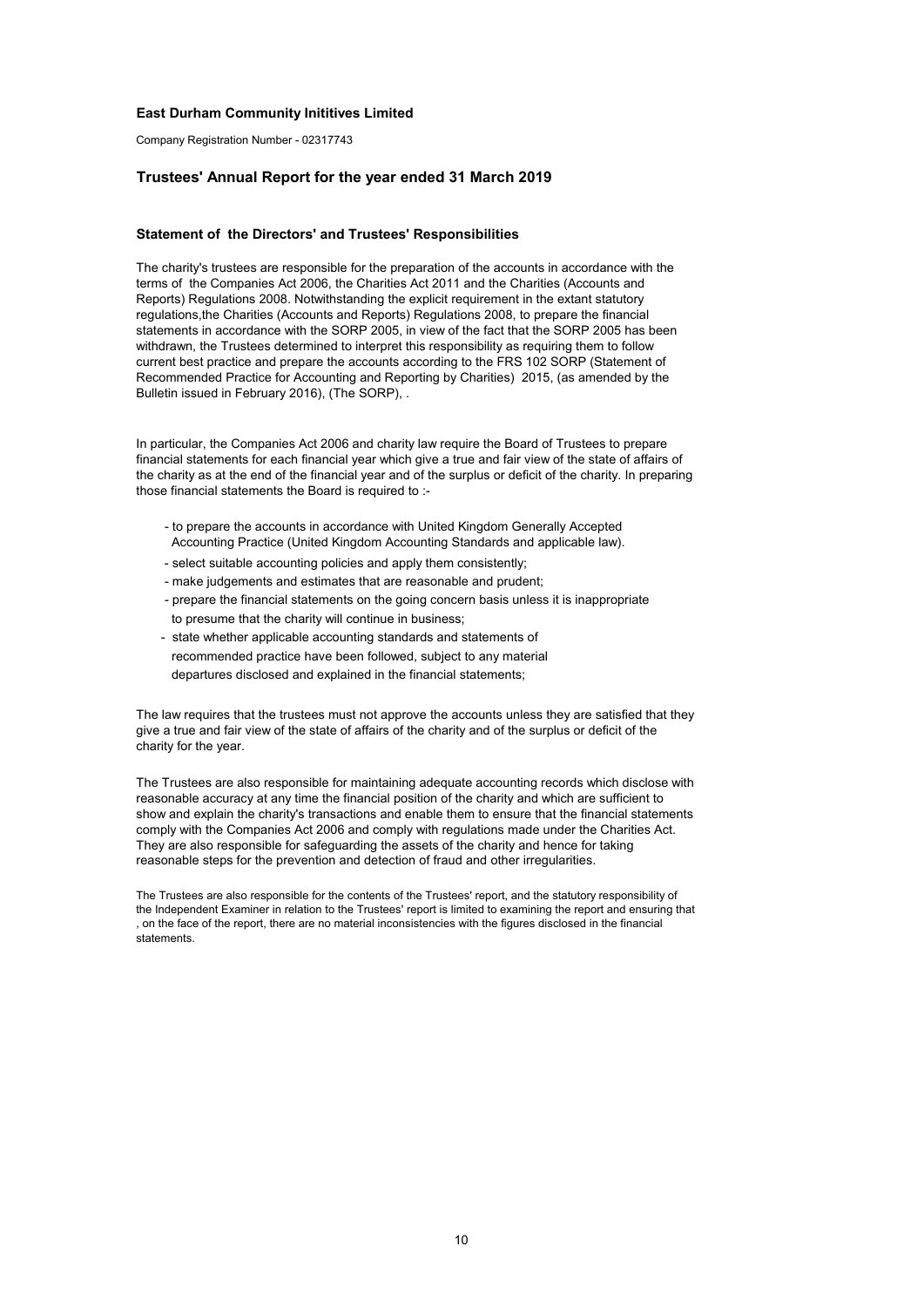**East Durham Community Inititives Limited**

Company Registration Number - 02317743

## Trustees' Annual Report for the year ended 31 March 2019

### Statement of the Directors' and Trustees' Responsibilities

The charity's trustees are responsible for the preparation of the accounts in accordance with the terms of the Companies Act 2006, the Charities Act 2011 and the Charities (Accounts and Reports) Regulations 2008. Notwithstanding the explicit requirement in the extant statutory regulations,the Charities (Accounts and Reports) Regulations 2008, to prepare the financial statements in accordance with the SORP 2005, in view of the fact that the SORP 2005 has been withdrawn, the Trustees determined to interpret this responsibility as requiring them to follow current best practice and prepare the accounts according to the FRS 102 SORP (Statement of Recommended Practice for Accounting and Reporting by Charities) 2015, (as amended by the Bulletin issued in February 2016), (The SORP), .

In particular, the Companies Act 2006 and charity law require the Board of Trustees to prepare financial statements for each financial year which give a true and fair view of the state of affairs of the charity as at the end of the financial year and of the surplus or deficit of the charity. In preparing those financial statements the Board is required to :-

- to prepare the accounts in accordance with United Kingdom Generally Accepted Accounting Practice (United Kingdom Accounting Standards and applicable law).
- select suitable accounting policies and apply them consistently;
- make judgements and estimates that are reasonable and prudent;
- prepare the financial statements on the going concern basis unless it is inappropriate to presume that the charity will continue in business;
- state whether applicable accounting standards and statements of recommended practice have been followed, subject to any material departures disclosed and explained in the financial statements;

The law requires that the trustees must not approve the accounts unless they are satisfied that they give a true and fair view of the state of affairs of the charity and of the surplus or deficit of the charity for the year.

The Trustees are also responsible for maintaining adequate accounting records which disclose with reasonable accuracy at any time the financial position of the charity and which are sufficient to show and explain the charity's transactions and enable them to ensure that the financial statements comply with the Companies Act 2006 and comply with regulations made under the Charities Act. They are also responsible for safeguarding the assets of the charity and hence for taking reasonable steps for the prevention and detection of fraud and other irregularities.

The Trustees are also responsible for the contents of the Trustees' report, and the statutory responsibility of the Independent Examiner in relation to the Trustees' report is limited to examining the report and ensuring that , on the face of the report, there are no material inconsistencies with the figures disclosed in the financial statements.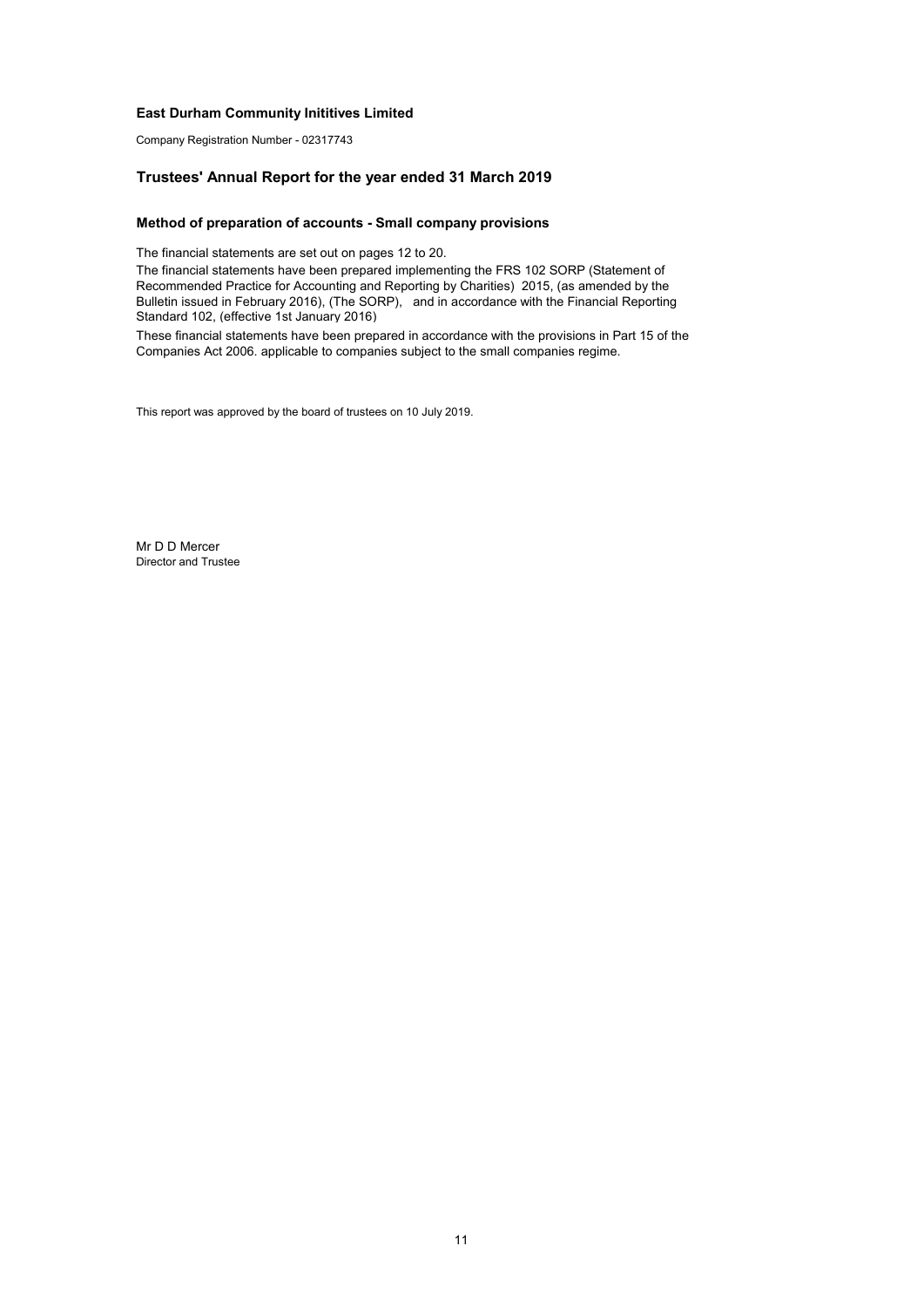**East Durham Community Inititives Limited**

Company Registration Number - 02317743

## Trustees' Annual Report for the year ended 31 March 2019

### Method of preparation of accounts - Small company provisions

The financial statements are set out on pages 12 to 20.

The financial statements have been prepared implementing the FRS 102 SORP (Statement of Recommended Practice for Accounting and Reporting by Charities) 2015, (as amended by the Bulletin issued in February 2016), (The SORP), and in accordance with the Financial Reporting Standard 102, (effective 1st January 2016)

These financial statements have been prepared in accordance with the provisions in Part 15 of the Companies Act 2006. applicable to companies subject to the small companies regime.

This report was approved by the board of trustees on 10 July 2019.

Mr D D Mercer
Director and Trustee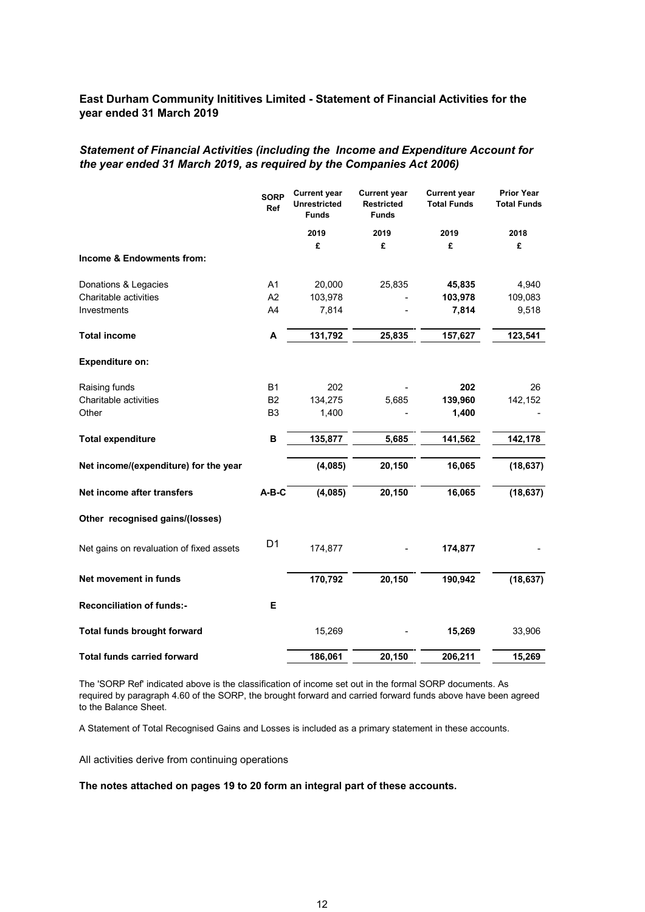# East Durham Community Inititives Limited - Statement of Financial Activities for the year ended 31 March 2019

## *Statement of Financial Activities (including the Income and Expenditure Account for the year ended 31 March 2019, as required by the Companies Act 2006)*

| | SORP Ref | Current year Unrestricted Funds | Current year Restricted Funds | Current year Total Funds | Prior Year Total Funds |
|---|---|---|---|---|---|
| | | 2019 | 2019 | 2019 | 2018 |
| | | £ | £ | £ | £ |
| **Income & Endowments from:** | | | | | |
| Donations & Legacies | A1 | 20,000 | 25,835 | **45,835** | 4,940 |
| Charitable activities | A2 | 103,978 | - | **103,978** | 109,083 |
| Investments | A4 | 7,814 | - | **7,814** | 9,518 |
| **Total income** | **A** | **131,792** | **25,835** | **157,627** | **123,541** |
| **Expenditure on:** | | | | | |
| Raising funds | B1 | 202 | - | **202** | 26 |
| Charitable activities | B2 | 134,275 | 5,685 | **139,960** | 142,152 |
| Other | B3 | 1,400 | - | **1,400** | - |
| **Total expenditure** | **B** | **135,877** | **5,685** | **141,562** | **142,178** |
| **Net income/(expenditure) for the year** | | **(4,085)** | **20,150** | **16,065** | **(18,637)** |
| **Net income after transfers** | **A-B-C** | **(4,085)** | **20,150** | **16,065** | **(18,637)** |
| **Other recognised gains/(losses)** | | | | | |
| Net gains on revaluation of fixed assets | D1 | 174,877 | - | **174,877** | - |
| **Net movement in funds** | | **170,792** | **20,150** | **190,942** | **(18,637)** |
| **Reconciliation of funds:-** | **E** | | | | |
| **Total funds brought forward** | | 15,269 | - | **15,269** | 33,906 |
| **Total funds carried forward** | | **186,061** | **20,150** | **206,211** | **15,269** |

The 'SORP Ref' indicated above is the classification of income set out in the formal SORP documents. As required by paragraph 4.60 of the SORP, the brought forward and carried forward funds above have been agreed to the Balance Sheet.

A Statement of Total Recognised Gains and Losses is included as a primary statement in these accounts.

All activities derive from continuing operations

**The notes attached on pages 19 to 20 form an integral part of these accounts.**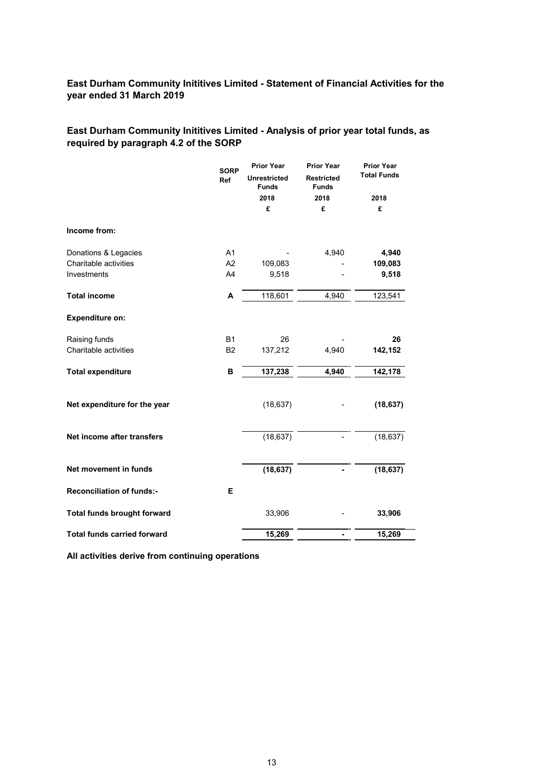## East Durham Community Inititives Limited - Statement of Financial Activities for the year ended 31 March 2019

## East Durham Community Inititives Limited - Analysis of prior year total funds, as required by paragraph 4.2 of the SORP

| | SORP Ref | Prior Year Unrestricted Funds 2018 £ | Prior Year Restricted Funds 2018 £ | Prior Year Total Funds 2018 £ |
|---|---|---|---|---|
| **Income from:** | | | | |
| Donations & Legacies | A1 | - | 4,940 | **4,940** |
| Charitable activities | A2 | 109,083 | - | **109,083** |
| Investments | A4 | 9,518 | - | **9,518** |
| **Total income** | **A** | 118,601 | 4,940 | 123,541 |
| **Expenditure on:** | | | | |
| Raising funds | B1 | 26 | - | **26** |
| Charitable activities | B2 | 137,212 | 4,940 | **142,152** |
| **Total expenditure** | **B** | **137,238** | **4,940** | **142,178** |
| **Net expenditure for the year** | | (18,637) | - | **(18,637)** |
| **Net income after transfers** | | (18,637) | - | (18,637) |
| **Net movement in funds** | | **(18,637)** | **-** | **(18,637)** |
| **Reconciliation of funds:-** | **E** | | | |
| **Total funds brought forward** | | 33,906 | - | **33,906** |
| **Total funds carried forward** | | **15,269** | **-** | **15,269** |

**All activities derive from continuing operations**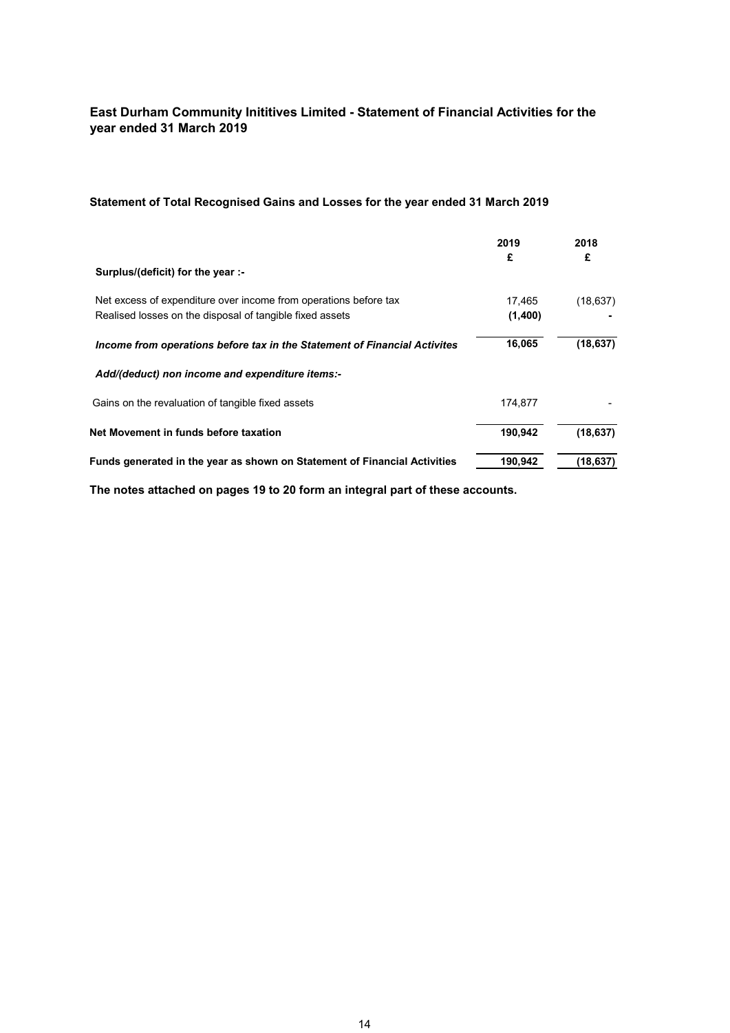## East Durham Community Inititives Limited - Statement of Financial Activities for the year ended 31 March 2019

### Statement of Total Recognised Gains and Losses for the year ended 31 March 2019

| | 2019<br>£ | 2018<br>£ |
|---|---|---|
| **Surplus/(deficit) for the year :-** | | |
| Net excess of expenditure over income from operations before tax | 17,465 | (18,637) |
| Realised losses on the disposal of tangible fixed assets | **(1,400)** | **-** |
| ***Income from operations before tax in the Statement of Financial Activites*** | **16,065** | **(18,637)** |
| ***Add/(deduct) non income and expenditure items:-*** | | |
| Gains on the revaluation of tangible fixed assets | 174,877 | - |
| **Net Movement in funds before taxation** | **190,942** | **(18,637)** |
| **Funds generated in the year as shown on Statement of Financial Activities** | **190,942** | **(18,637)** |

**The notes attached on pages 19 to 20 form an integral part of these accounts.**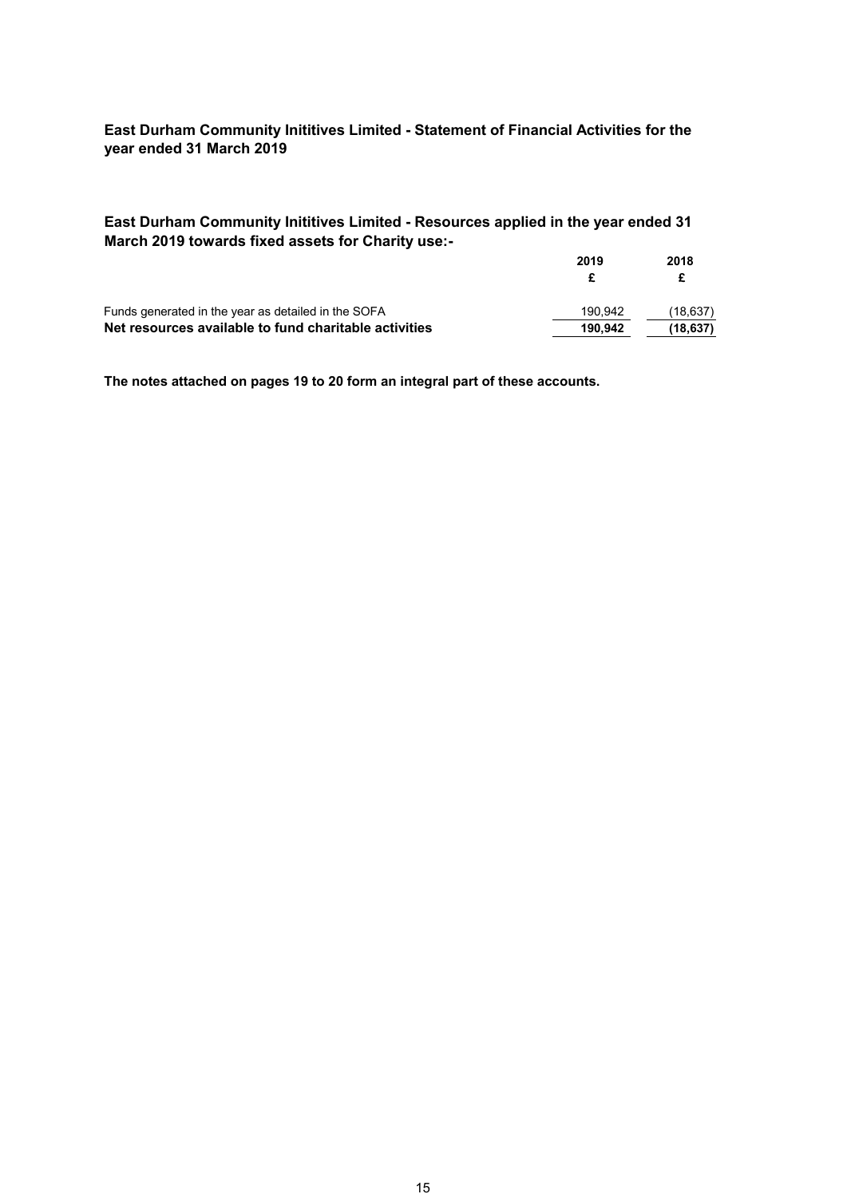**East Durham Community Inititives Limited - Statement of Financial Activities for the year ended 31 March 2019**

**East Durham Community Inititives Limited - Resources applied in the year ended 31 March 2019 towards fixed assets for Charity use:-**

| | 2019 | 2018 |
|---|---|---|
| | £ | £ |
| Funds generated in the year as detailed in the SOFA | 190,942 | (18,637) |
| **Net resources available to fund charitable activities** | **190,942** | **(18,637)** |

**The notes attached on pages 19 to 20 form an integral part of these accounts.**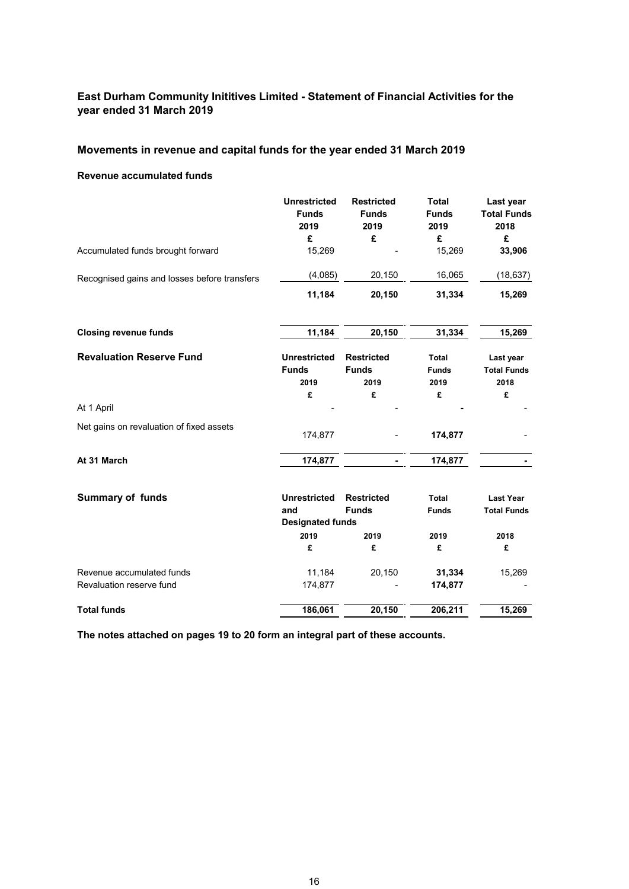## East Durham Community Inititives Limited - Statement of Financial Activities for the year ended 31 March 2019

## Movements in revenue and capital funds for the year ended 31 March 2019

### Revenue accumulated funds

| | Unrestricted Funds 2019 £ | Restricted Funds 2019 £ | Total Funds 2019 £ | Last year Total Funds 2018 £ |
|---|---|---|---|---|
| Accumulated funds brought forward | 15,269 | - | 15,269 | **33,906** |
| Recognised gains and losses before transfers | (4,085) | 20,150 | 16,065 | (18,637) |
| | **11,184** | **20,150** | **31,334** | **15,269** |
| **Closing revenue funds** | **11,184** | **20,150** | **31,334** | **15,269** |

| **Revaluation Reserve Fund** | Unrestricted Funds 2019 £ | Restricted Funds 2019 £ | Total Funds 2019 £ | Last year Total Funds 2018 £ |
|---|---|---|---|---|
| At 1 April | - | - | **-** | - |
| Net gains on revaluation of fixed assets | 174,877 | - | **174,877** | - |
| **At 31 March** | **174,877** | **-** | **174,877** | **-** |

| **Summary of funds** | Unrestricted and Designated funds 2019 £ | Restricted Funds 2019 £ | Total Funds 2019 £ | Last Year Total Funds 2018 £ |
|---|---|---|---|---|
| Revenue accumulated funds | 11,184 | 20,150 | **31,334** | 15,269 |
| Revaluation reserve fund | 174,877 | - | **174,877** | - |
| **Total funds** | **186,061** | **20,150** | **206,211** | **15,269** |

**The notes attached on pages 19 to 20 form an integral part of these accounts.**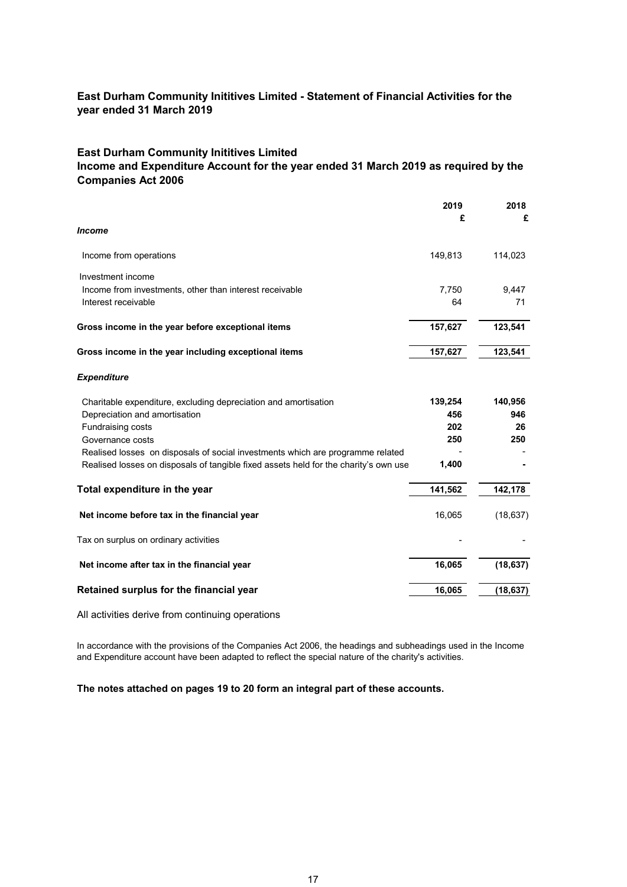## East Durham Community Inititives Limited - Statement of Financial Activities for the year ended 31 March 2019

## East Durham Community Inititives Limited
## Income and Expenditure Account for the year ended 31 March 2019 as required by the Companies Act 2006

| | 2019 £ | 2018 £ |
|---|---|---|
| ***Income*** | | |
| Income from operations | 149,813 | 114,023 |
| Investment income | | |
| Income from investments, other than interest receivable | 7,750 | 9,447 |
| Interest receivable | 64 | 71 |
| **Gross income in the year before exceptional items** | **157,627** | **123,541** |
| **Gross income in the year including exceptional items** | **157,627** | **123,541** |
| ***Expenditure*** | | |
| Charitable expenditure, excluding depreciation and amortisation | **139,254** | **140,956** |
| Depreciation and amortisation | **456** | **946** |
| Fundraising costs | **202** | **26** |
| Governance costs | **250** | **250** |
| Realised losses on disposals of social investments which are programme related | - | - |
| Realised losses on disposals of tangible fixed assets held for the charity's own use | **1,400** | **-** |
| **Total expenditure in the year** | **141,562** | **142,178** |
| **Net income before tax in the financial year** | 16,065 | (18,637) |
| Tax on surplus on ordinary activities | - | - |
| **Net income after tax in the financial year** | **16,065** | **(18,637)** |
| **Retained surplus for the financial year** | **16,065** | **(18,637)** |

All activities derive from continuing operations

In accordance with the provisions of the Companies Act 2006, the headings and subheadings used in the Income and Expenditure account have been adapted to reflect the special nature of the charity's activities.

**The notes attached on pages 19 to 20 form an integral part of these accounts.**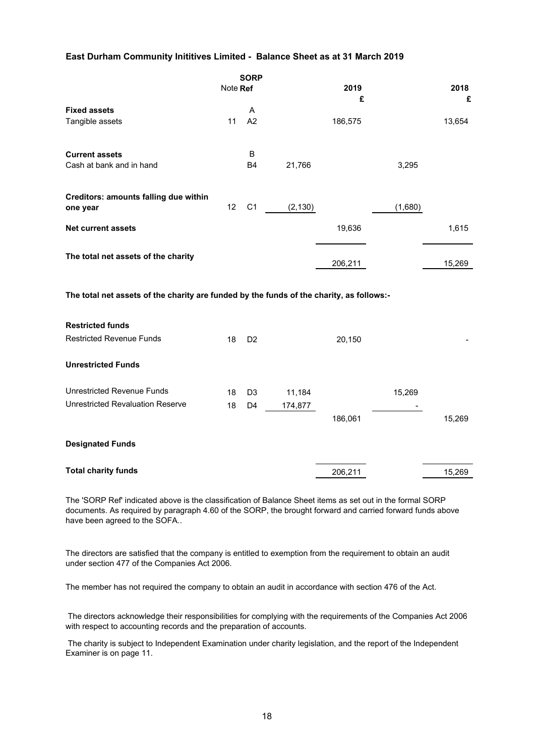## East Durham Community Inititives Limited - Balance Sheet as at 31 March 2019

| | Note | SORP Ref | | 2019 £ | | 2018 £ |
|---|---|---|---|---|---|---|
| **Fixed assets** | | A | | | | |
| Tangible assets | 11 | A2 | | 186,575 | | 13,654 |
| **Current assets** | | B | | | | |
| Cash at bank and in hand | | B4 | 21,766 | | 3,295 | |
| **Creditors: amounts falling due within one year** | 12 | C1 | (2,130) | | (1,680) | |
| **Net current assets** | | | | 19,636 | | 1,615 |
| **The total net assets of the charity** | | | | 206,211 | | 15,269 |

**The total net assets of the charity are funded by the funds of the charity, as follows:-**

| | Note | SORP Ref | | 2019 £ | | 2018 £ |
|---|---|---|---|---|---|---|
| **Restricted funds** | | | | | | |
| Restricted Revenue Funds | 18 | D2 | | 20,150 | | - |
| **Unrestricted Funds** | | | | | | |
| Unrestricted Revenue Funds | 18 | D3 | 11,184 | | 15,269 | |
| Unrestricted Revaluation Reserve | 18 | D4 | 174,877 | | - | |
| | | | | 186,061 | | 15,269 |
| **Designated Funds** | | | | | | |
| **Total charity funds** | | | | 206,211 | | 15,269 |

The 'SORP Ref' indicated above is the classification of Balance Sheet items as set out in the formal SORP documents. As required by paragraph 4.60 of the SORP, the brought forward and carried forward funds above have been agreed to the SOFA..

The directors are satisfied that the company is entitled to exemption from the requirement to obtain an audit under section 477 of the Companies Act 2006.

The member has not required the company to obtain an audit in accordance with section 476 of the Act.

The directors acknowledge their responsibilities for complying with the requirements of the Companies Act 2006 with respect to accounting records and the preparation of accounts.

The charity is subject to Independent Examination under charity legislation, and the report of the Independent Examiner is on page 11.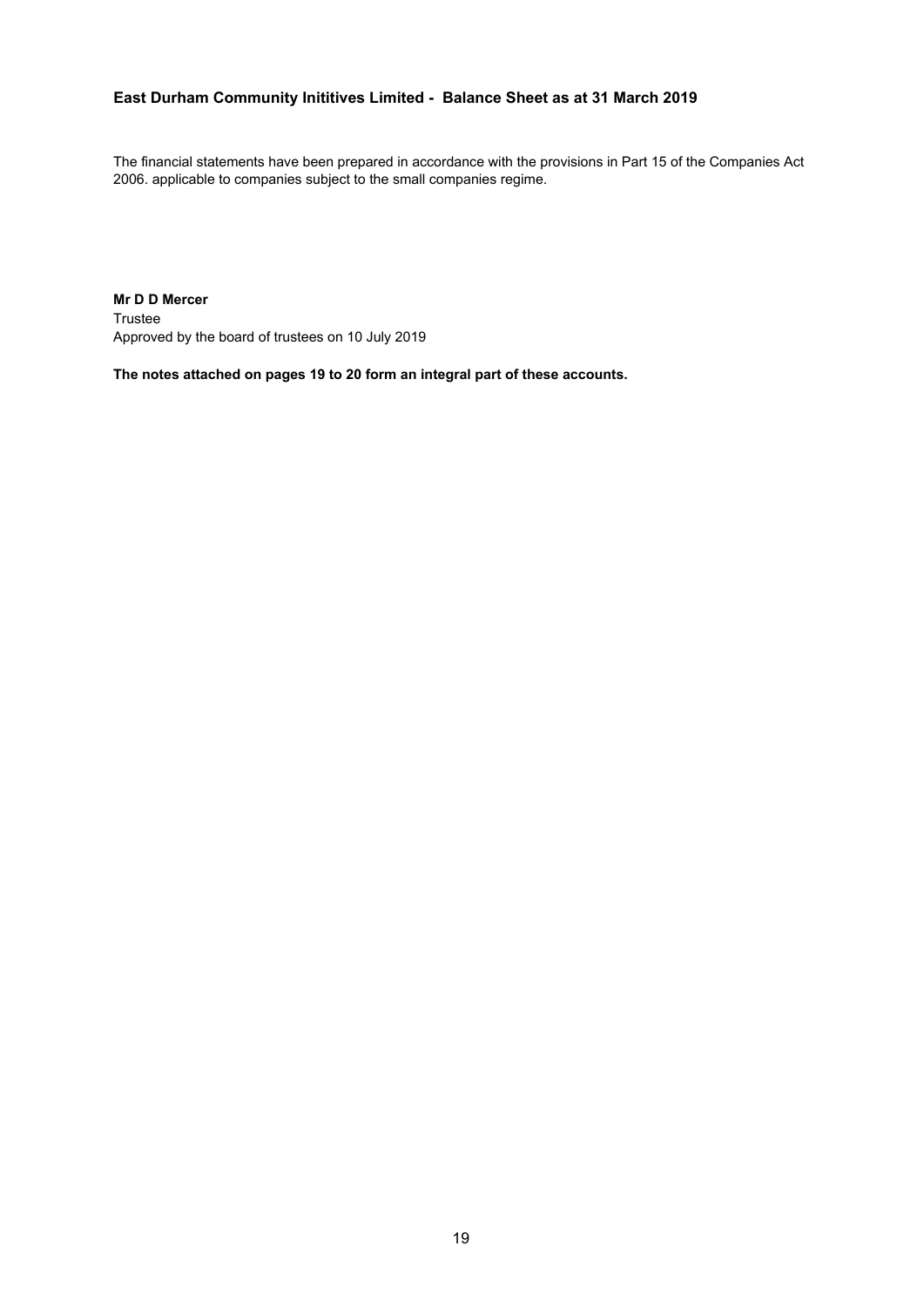**East Durham Community Inititives Limited - Balance Sheet as at 31 March 2019**

The financial statements have been prepared in accordance with the provisions in Part 15 of the Companies Act 2006. applicable to companies subject to the small companies regime.

**Mr D D Mercer**
Trustee
Approved by the board of trustees on 10 July 2019

**The notes attached on pages 19 to 20 form an integral part of these accounts.**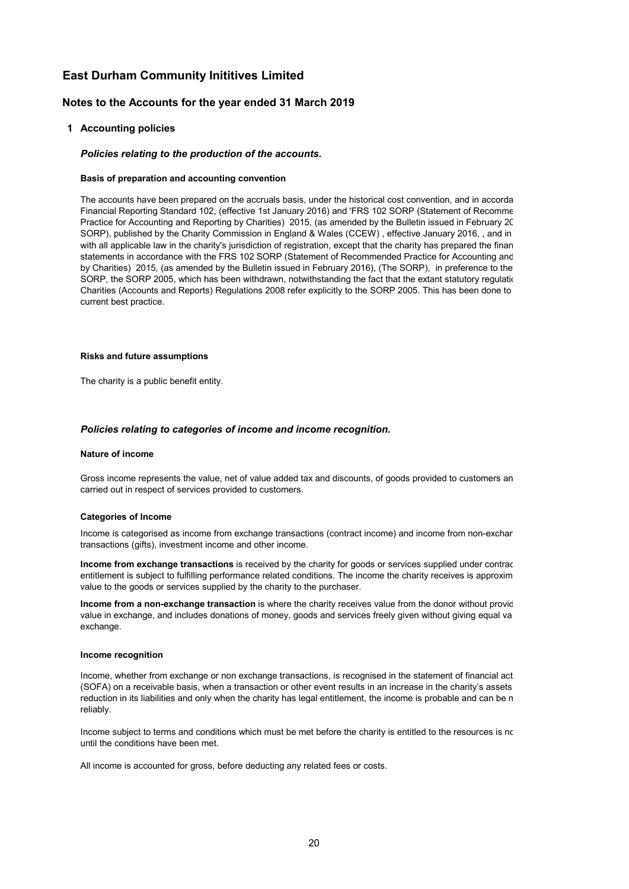# East Durham Community Inititives Limited

## Notes to the Accounts for the year ended 31 March 2019

### 1 Accounting policies

#### *Policies relating to the production of the accounts.*

**Basis of preparation and accounting convention**

The accounts have been prepared on the accruals basis, under the historical cost convention, and in accorda Financial Reporting Standard 102, (effective 1st January 2016) and 'FRS 102 SORP (Statement of Recomme Practice for Accounting and Reporting by Charities) 2015, (as amended by the Bulletin issued in February 20 SORP), published by the Charity Commission in England & Wales (CCEW) , effective January 2016, , and in with all applicable law in the charity's jurisdiction of registration, except that the charity has prepared the finan statements in accordance with the FRS 102 SORP (Statement of Recommended Practice for Accounting and by Charities) 2015, (as amended by the Bulletin issued in February 2016), (The SORP), in preference to the SORP, the SORP 2005, which has been withdrawn, notwithstanding the fact that the extant statutory regulatio Charities (Accounts and Reports) Regulations 2008 refer explicitly to the SORP 2005. This has been done to current best practice.

**Risks and future assumptions**

The charity is a public benefit entity.

#### *Policies relating to categories of income and income recognition.*

**Nature of income**

Gross income represents the value, net of value added tax and discounts, of goods provided to customers an carried out in respect of services provided to customers.

**Categories of Income**

Income is categorised as income from exchange transactions (contract income) and income from non-exchar transactions (gifts), investment income and other income.

**Income from exchange transactions** is received by the charity for goods or services supplied under contrac entitlement is subject to fulfilling performance related conditions. The income the charity receives is approxim value to the goods or services supplied by the charity to the purchaser.

**Income from a non-exchange transaction** is where the charity receives value from the donor without provid value in exchange, and includes donations of money, goods and services freely given without giving equal va exchange.

**Income recognition**

Income, whether from exchange or non exchange transactions, is recognised in the statement of financial act (SOFA) on a receivable basis, when a transaction or other event results in an increase in the charity's assets reduction in its liabilities and only when the charity has legal entitlement, the income is probable and can be n reliably.

Income subject to terms and conditions which must be met before the charity is entitled to the resources is nc until the conditions have been met.

All income is accounted for gross, before deducting any related fees or costs.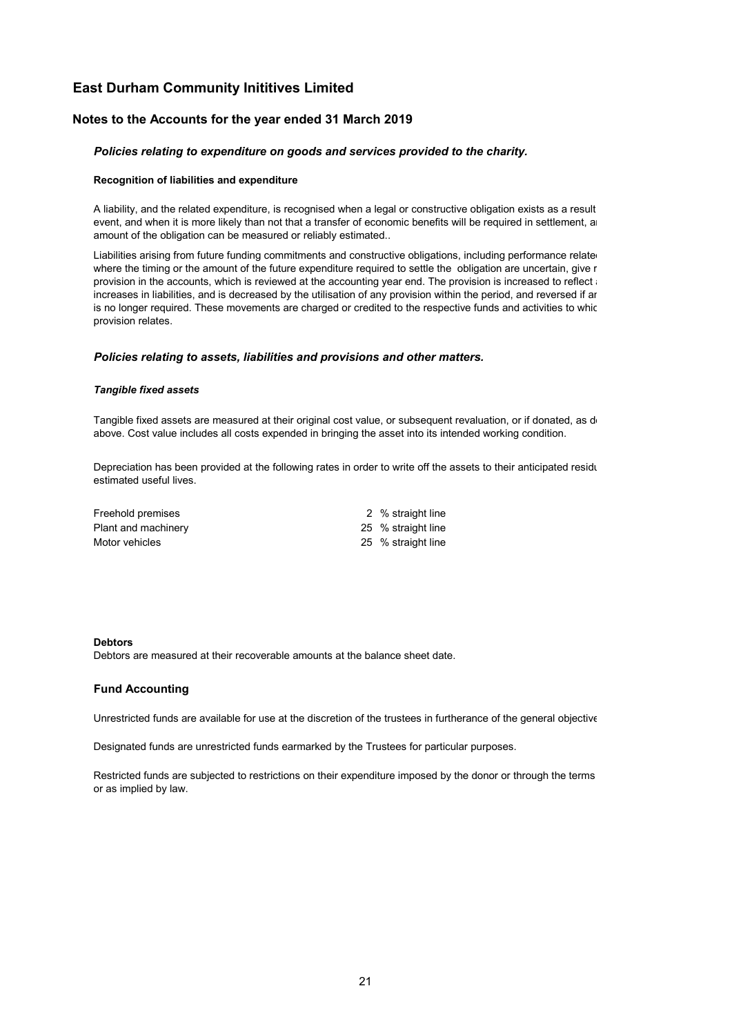# East Durham Community Inititives Limited

## Notes to the Accounts for the year ended 31 March 2019

### *Policies relating to expenditure on goods and services provided to the charity.*

**Recognition of liabilities and expenditure**

A liability, and the related expenditure, is recognised when a legal or constructive obligation exists as a result event, and when it is more likely than not that a transfer of economic benefits will be required in settlement, a amount of the obligation can be measured or reliably estimated..

Liabilities arising from future funding commitments and constructive obligations, including performance relate where the timing or the amount of the future expenditure required to settle the obligation are uncertain, give r provision in the accounts, which is reviewed at the accounting year end. The provision is increased to reflect a increases in liabilities, and is decreased by the utilisation of any provision within the period, and reversed if an is no longer required. These movements are charged or credited to the respective funds and activities to whic provision relates.

### *Policies relating to assets, liabilities and provisions and other matters.*

***Tangible fixed assets***

Tangible fixed assets are measured at their original cost value, or subsequent revaluation, or if donated, as d above. Cost value includes all costs expended in bringing the asset into its intended working condition.

Depreciation has been provided at the following rates in order to write off the assets to their anticipated resid estimated useful lives.

| | |
|---|---|
| Freehold premises | 2 % straight line |
| Plant and machinery | 25 % straight line |
| Motor vehicles | 25 % straight line |

**Debtors**

Debtors are measured at their recoverable amounts at the balance sheet date.

**Fund Accounting**

Unrestricted funds are available for use at the discretion of the trustees in furtherance of the general objective

Designated funds are unrestricted funds earmarked by the Trustees for particular purposes.

Restricted funds are subjected to restrictions on their expenditure imposed by the donor or through the terms or as implied by law.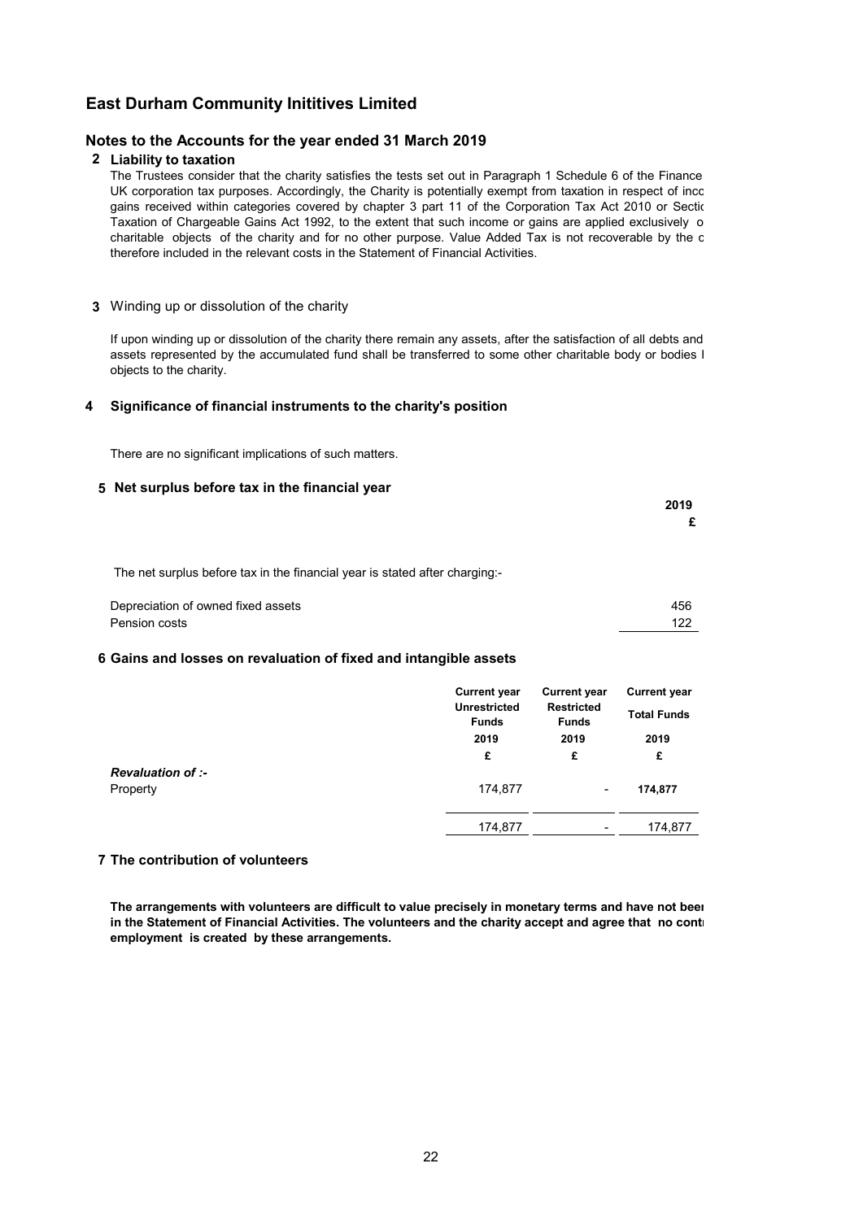# East Durham Community Inititives Limited

## Notes to the Accounts for the year ended 31 March 2019

### 2 Liability to taxation

The Trustees consider that the charity satisfies the tests set out in Paragraph 1 Schedule 6 of the Finance UK corporation tax purposes. Accordingly, the Charity is potentially exempt from taxation in respect of inco gains received within categories covered by chapter 3 part 11 of the Corporation Tax Act 2010 or Sectio Taxation of Chargeable Gains Act 1992, to the extent that such income or gains are applied exclusively o charitable objects of the charity and for no other purpose. Value Added Tax is not recoverable by the c therefore included in the relevant costs in the Statement of Financial Activities.

### 3 Winding up or dissolution of the charity

If upon winding up or dissolution of the charity there remain any assets, after the satisfaction of all debts and assets represented by the accumulated fund shall be transferred to some other charitable body or bodies l objects to the charity.

### 4 Significance of financial instruments to the charity's position

There are no significant implications of such matters.

### 5 Net surplus before tax in the financial year

| | 2019 |
|---|---|
| | £ |
| The net surplus before tax in the financial year is stated after charging:- | |
| Depreciation of owned fixed assets | 456 |
| Pension costs | 122 |

### 6 Gains and losses on revaluation of fixed and intangible assets

| | Current year Unrestricted Funds 2019 | Current year Restricted Funds 2019 | Current year Total Funds 2019 |
|---|---|---|---|
| | £ | £ | £ |
| ***Revaluation of :-*** | | | |
| Property | 174,877 | - | **174,877** |
| | 174,877 | - | 174,877 |

### 7 The contribution of volunteers

**The arrangements with volunteers are difficult to value precisely in monetary terms and have not bee in the Statement of Financial Activities. The volunteers and the charity accept and agree that no cont employment is created by these arrangements.**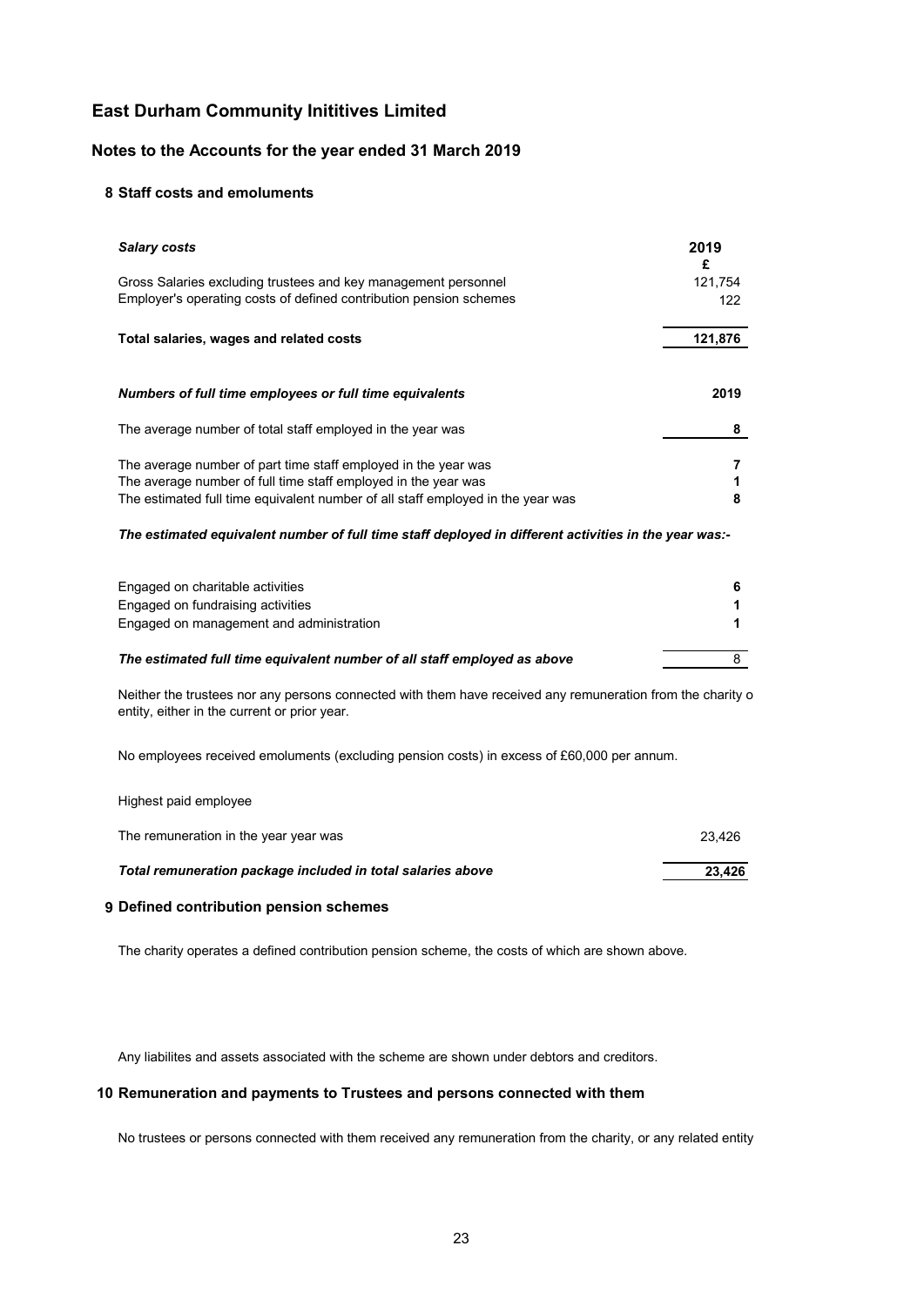# East Durham Community Inititives Limited

## Notes to the Accounts for the year ended 31 March 2019

### 8 Staff costs and emoluments

| ***Salary costs*** | **2019** |
|---|---|
| | **£** |
| Gross Salaries excluding trustees and key management personnel | 121,754 |
| Employer's operating costs of defined contribution pension schemes | 122 |
| **Total salaries, wages and related costs** | **121,876** |

| ***Numbers of full time employees or full time equivalents*** | **2019** |
|---|---|
| The average number of total staff employed in the year was | **8** |
| The average number of part time staff employed in the year was | **7** |
| The average number of full time staff employed in the year was | **1** |
| The estimated full time equivalent number of all staff employed in the year was | **8** |

***The estimated equivalent number of full time staff deployed in different activities in the year was:-***

| | |
|---|---|
| Engaged on charitable activities | **6** |
| Engaged on fundraising activities | **1** |
| Engaged on management and administration | **1** |
| ***The estimated full time equivalent number of all staff employed as above*** | 8 |

Neither the trustees nor any persons connected with them have received any remuneration from the charity o entity, either in the current or prior year.

No employees received emoluments (excluding pension costs) in excess of £60,000 per annum.

Highest paid employee

| | |
|---|---|
| The remuneration in the year year was | 23,426 |
| ***Total remuneration package included in total salaries above*** | **23,426** |

### 9 Defined contribution pension schemes

The charity operates a defined contribution pension scheme, the costs of which are shown above.

Any liabilites and assets associated with the scheme are shown under debtors and creditors.

### 10 Remuneration and payments to Trustees and persons connected with them

No trustees or persons connected with them received any remuneration from the charity, or any related entity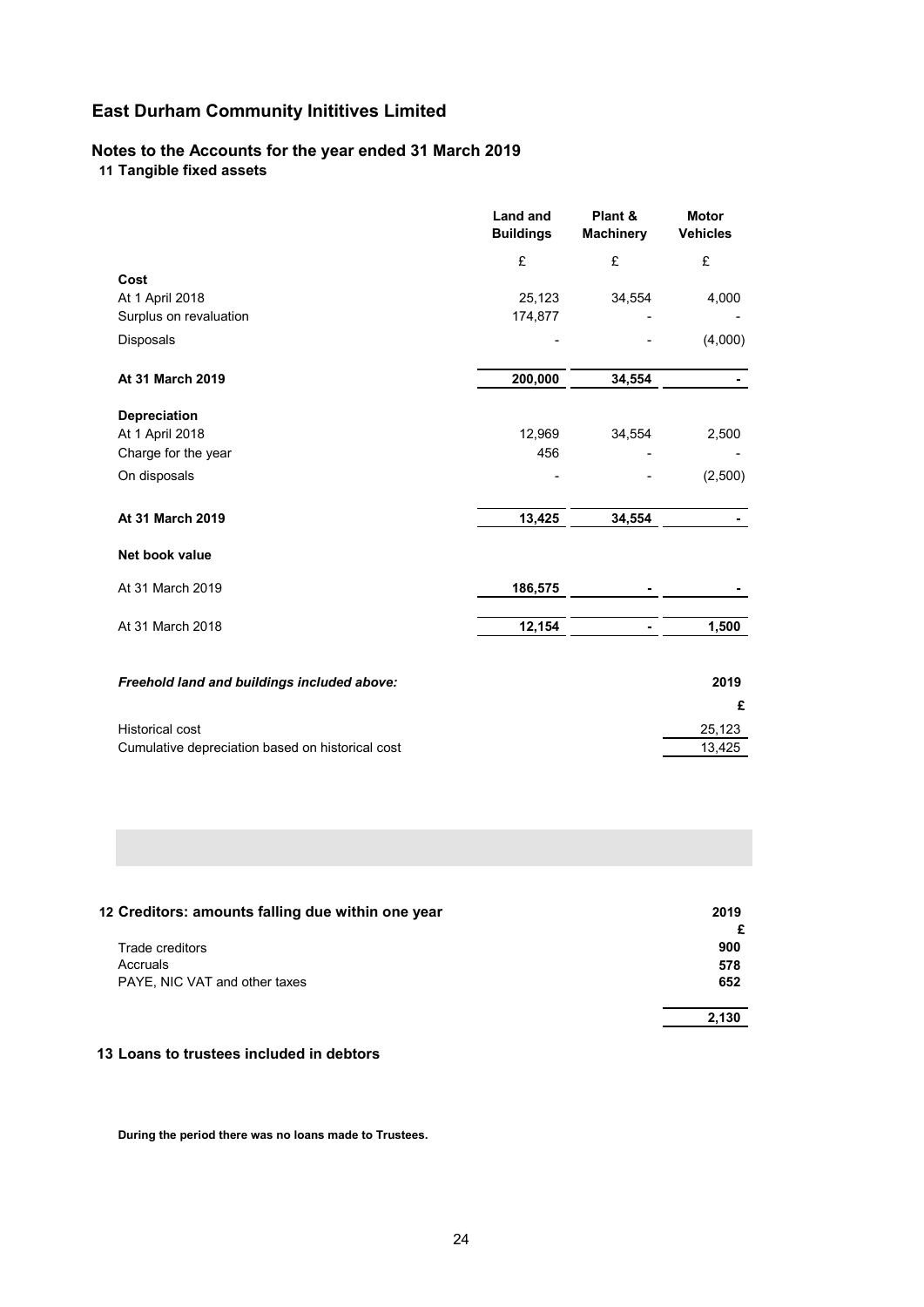# East Durham Community Inititives Limited

## Notes to the Accounts for the year ended 31 March 2019

### 11 Tangible fixed assets

| | Land and Buildings | Plant & Machinery | Motor Vehicles |
|---|---|---|---|
| | £ | £ | £ |
| **Cost** | | | |
| At 1 April 2018 | 25,123 | 34,554 | 4,000 |
| Surplus on revaluation | 174,877 | - | - |
| Disposals | - | - | (4,000) |
| **At 31 March 2019** | **200,000** | **34,554** | **-** |
| **Depreciation** | | | |
| At 1 April 2018 | 12,969 | 34,554 | 2,500 |
| Charge for the year | 456 | - | - |
| On disposals | - | - | (2,500) |
| **At 31 March 2019** | **13,425** | **34,554** | **-** |
| **Net book value** | | | |
| At 31 March 2019 | **186,575** | **-** | **-** |
| At 31 March 2018 | **12,154** | **-** | **1,500** |

| ***Freehold land and buildings included above:*** | **2019** |
|---|---|
| | **£** |
| Historical cost | 25,123 |
| Cumulative depreciation based on historical cost | 13,425 |

### 12 Creditors: amounts falling due within one year

| | **2019** |
|---|---|
| | **£** |
| Trade creditors | **900** |
| Accruals | **578** |
| PAYE, NIC VAT and other taxes | **652** |
| | **2,130** |

### 13 Loans to trustees included in debtors

**During the period there was no loans made to Trustees.**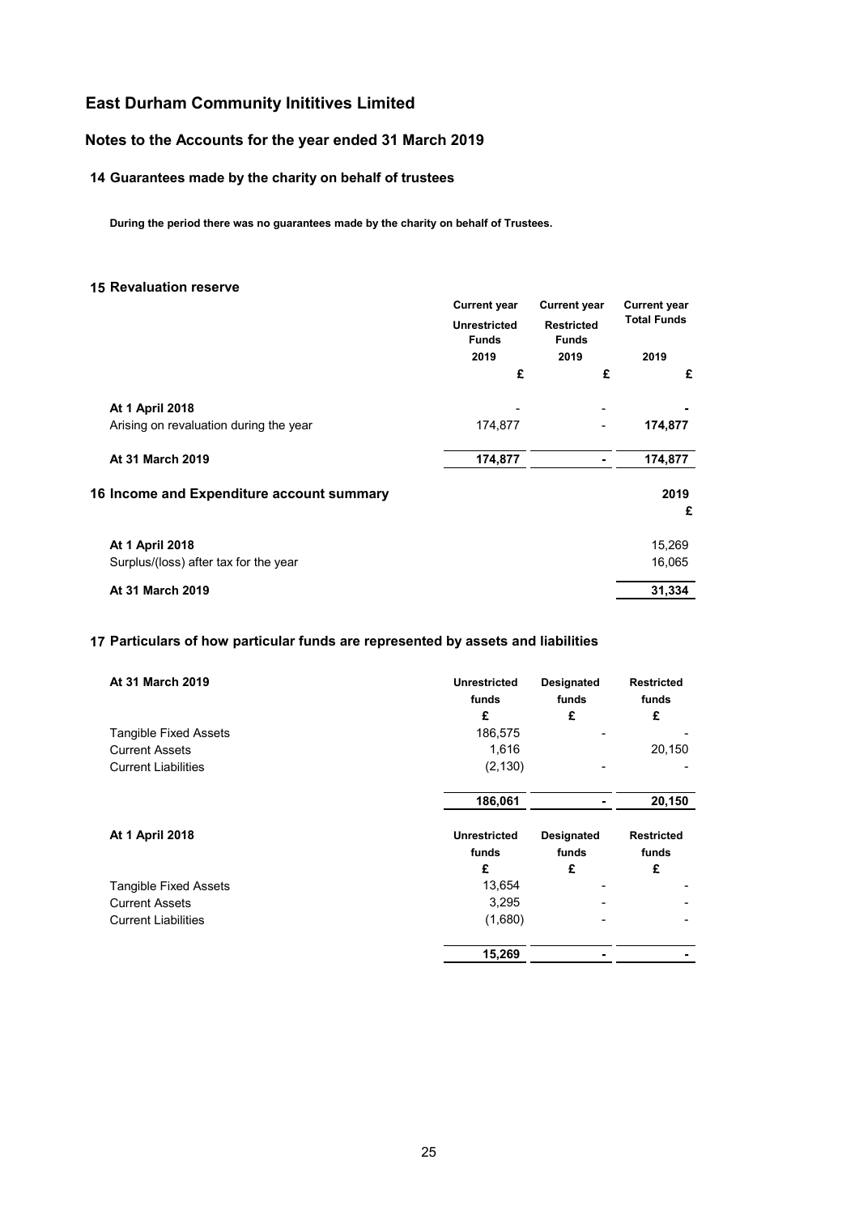# East Durham Community Inititives Limited

## Notes to the Accounts for the year ended 31 March 2019

### 14 Guarantees made by the charity on behalf of trustees

**During the period there was no guarantees made by the charity on behalf of Trustees.**

### 15 Revaluation reserve

| | Current year Unrestricted Funds 2019 | Current year Restricted Funds 2019 | Current year Total Funds 2019 |
|---|---|---|---|
| | £ | £ | £ |
| **At 1 April 2018** | - | - | **-** |
| Arising on revaluation during the year | 174,877 | - | **174,877** |
| **At 31 March 2019** | **174,877** | **-** | **174,877** |

### 16 Income and Expenditure account summary

| | 2019 |
|---|---|
| | £ |
| **At 1 April 2018** | 15,269 |
| Surplus/(loss) after tax for the year | 16,065 |
| **At 31 March 2019** | **31,334** |

### 17 Particulars of how particular funds are represented by assets and liabilities

| **At 31 March 2019** | Unrestricted funds | Designated funds | Restricted funds |
|---|---|---|---|
| | £ | £ | £ |
| Tangible Fixed Assets | 186,575 | - | - |
| Current Assets | 1,616 | | 20,150 |
| Current Liabilities | (2,130) | - | - |
| | **186,061** | **-** | **20,150** |

| **At 1 April 2018** | Unrestricted funds | Designated funds | Restricted funds |
|---|---|---|---|
| | £ | £ | £ |
| Tangible Fixed Assets | 13,654 | - | - |
| Current Assets | 3,295 | - | - |
| Current Liabilities | (1,680) | - | - |
| | **15,269** | **-** | **-** |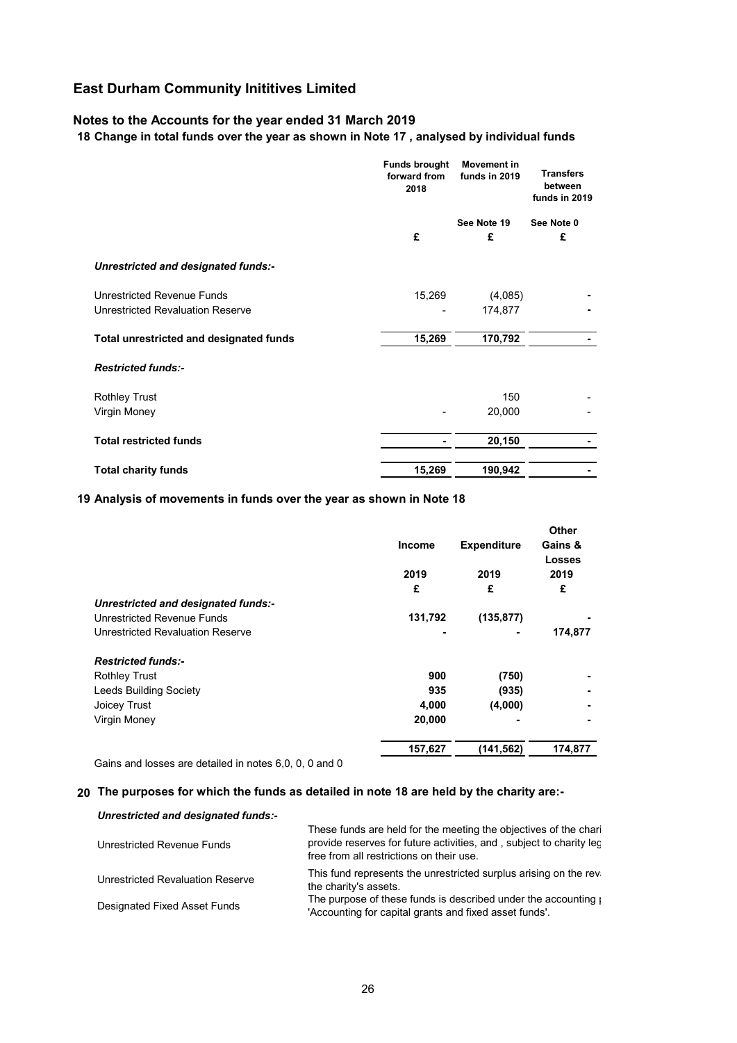# East Durham Community Inititives Limited

## Notes to the Accounts for the year ended 31 March 2019

### 18 Change in total funds over the year as shown in Note 17 , analysed by individual funds

| | Funds brought forward from 2018 | Movement in funds in 2019 | Transfers between funds in 2019 |
|---|---|---|---|
| | | See Note 19 | See Note 0 |
| | £ | £ | £ |
| ***Unrestricted and designated funds:-*** | | | |
| Unrestricted Revenue Funds | 15,269 | (4,085) | - |
| Unrestricted Revaluation Reserve | - | 174,877 | - |
| **Total unrestricted and designated funds** | **15,269** | **170,792** | **-** |
| ***Restricted funds:-*** | | | |
| Rothley Trust | | 150 | - |
| Virgin Money | - | 20,000 | - |
| **Total restricted funds** | **-** | **20,150** | **-** |
| **Total charity funds** | **15,269** | **190,942** | **-** |

### 19 Analysis of movements in funds over the year as shown in Note 18

| | Income | Expenditure | Other Gains & Losses |
|---|---|---|---|
| | 2019 | 2019 | 2019 |
| | £ | £ | £ |
| ***Unrestricted and designated funds:-*** | | | |
| Unrestricted Revenue Funds | **131,792** | **(135,877)** | **-** |
| Unrestricted Revaluation Reserve | **-** | **-** | **174,877** |
| ***Restricted funds:-*** | | | |
| Rothley Trust | **900** | **(750)** | **-** |
| Leeds Building Society | **935** | **(935)** | **-** |
| Joicey Trust | **4,000** | **(4,000)** | **-** |
| Virgin Money | **20,000** | **-** | **-** |
| | **157,627** | **(141,562)** | **174,877** |

Gains and losses are detailed in notes 6,0, 0, 0 and 0

### 20 The purposes for which the funds as detailed in note 18 are held by the charity are:-

***Unrestricted and designated funds:-***

| | |
|---|---|
| Unrestricted Revenue Funds | These funds are held for the meeting the objectives of the chari provide reserves for future activities, and , subject to charity leg free from all restrictions on their use. |
| Unrestricted Revaluation Reserve | This fund represents the unrestricted surplus arising on the rev the charity's assets. |
| Designated Fixed Asset Funds | The purpose of these funds is described under the accounting 'Accounting for capital grants and fixed asset funds'. |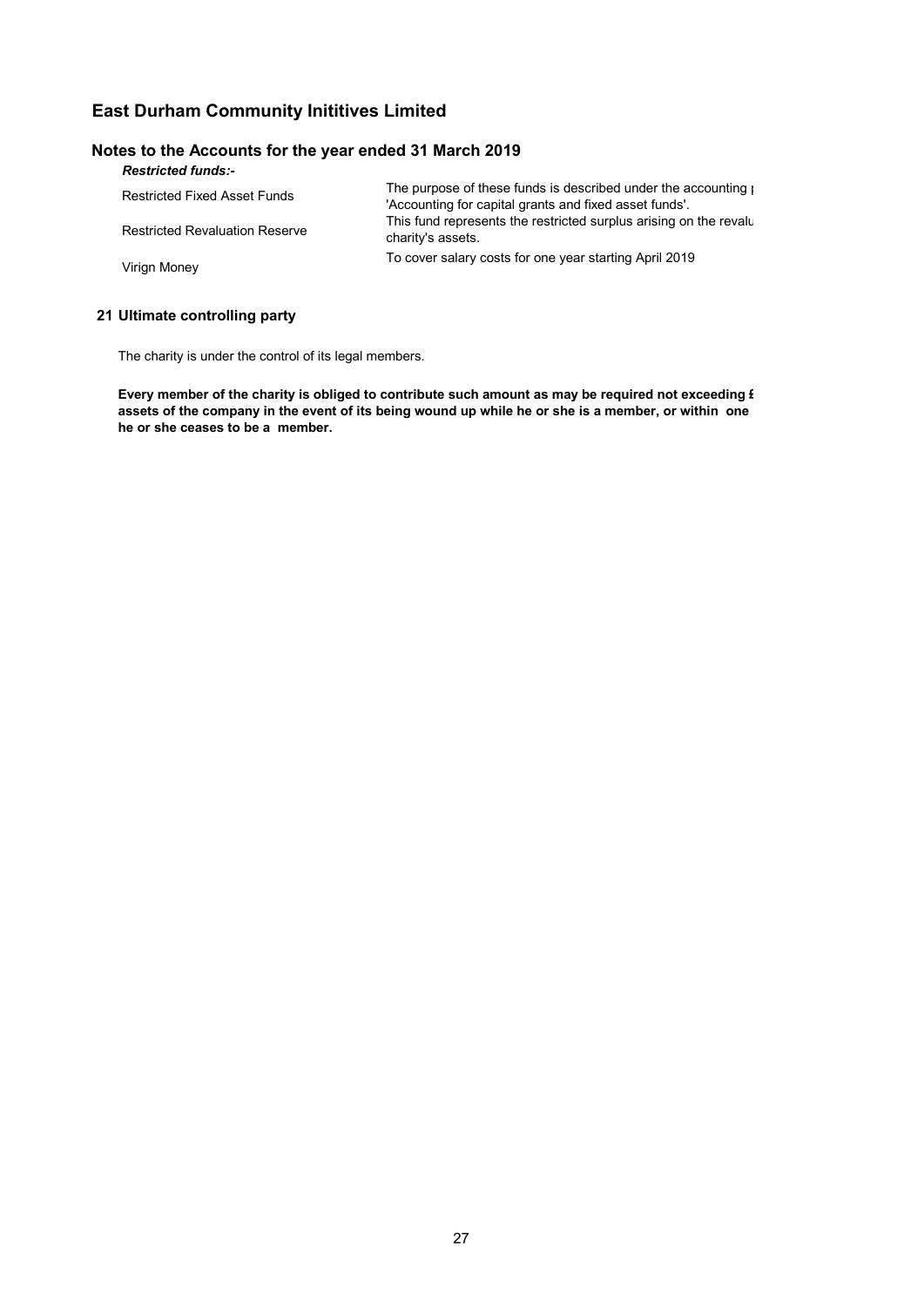# East Durham Community Inititives Limited

## Notes to the Accounts for the year ended 31 March 2019

***Restricted funds:-***

| | |
|---|---|
| Restricted Fixed Asset Funds | The purpose of these funds is described under the accounting p 'Accounting for capital grants and fixed asset funds'. |
| Restricted Revaluation Reserve | This fund represents the restricted surplus arising on the revalu charity's assets. |
| Virign Money | To cover salary costs for one year starting April 2019 |

### 21 Ultimate controlling party

The charity is under the control of its legal members.

**Every member of the charity is obliged to contribute such amount as may be required not exceeding £ assets of the company in the event of its being wound up while he or she is a member, or within one he or she ceases to be a member.**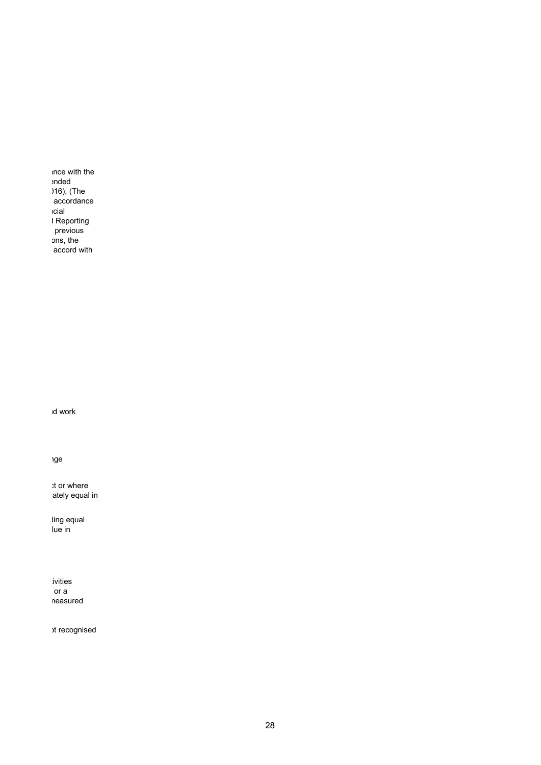ance with the
ended
016), (The
accordance
ncial
d Reporting
previous
ons, the
accord with

nd work

nge

ct or where
ately equal in

ding equal
lue in

tivities
or a
measured

ot recognised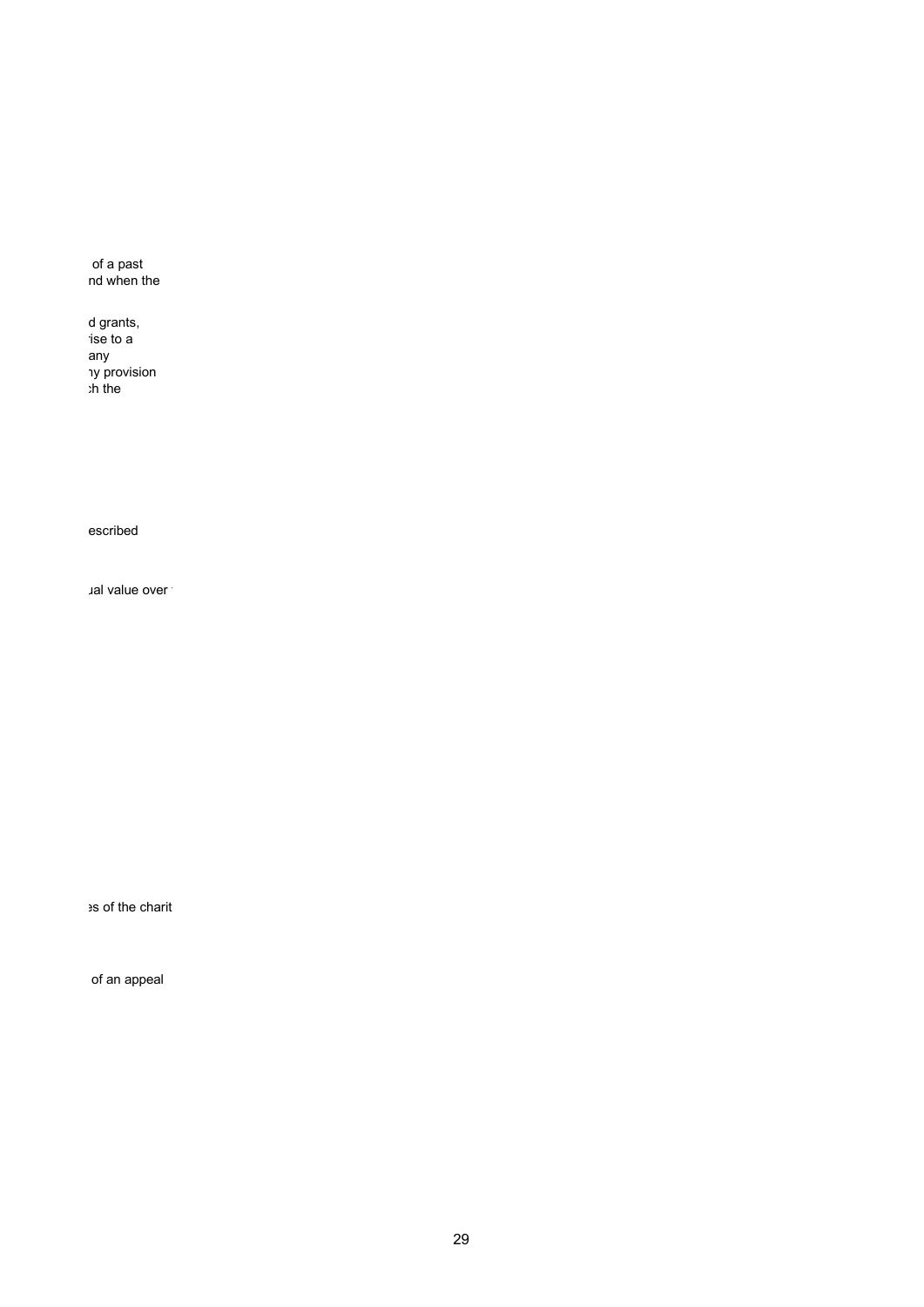of a past
nd when the

d grants,
ise to a
any
ny provision
ch the

escribed

ual value over

es of the charit

of an appeal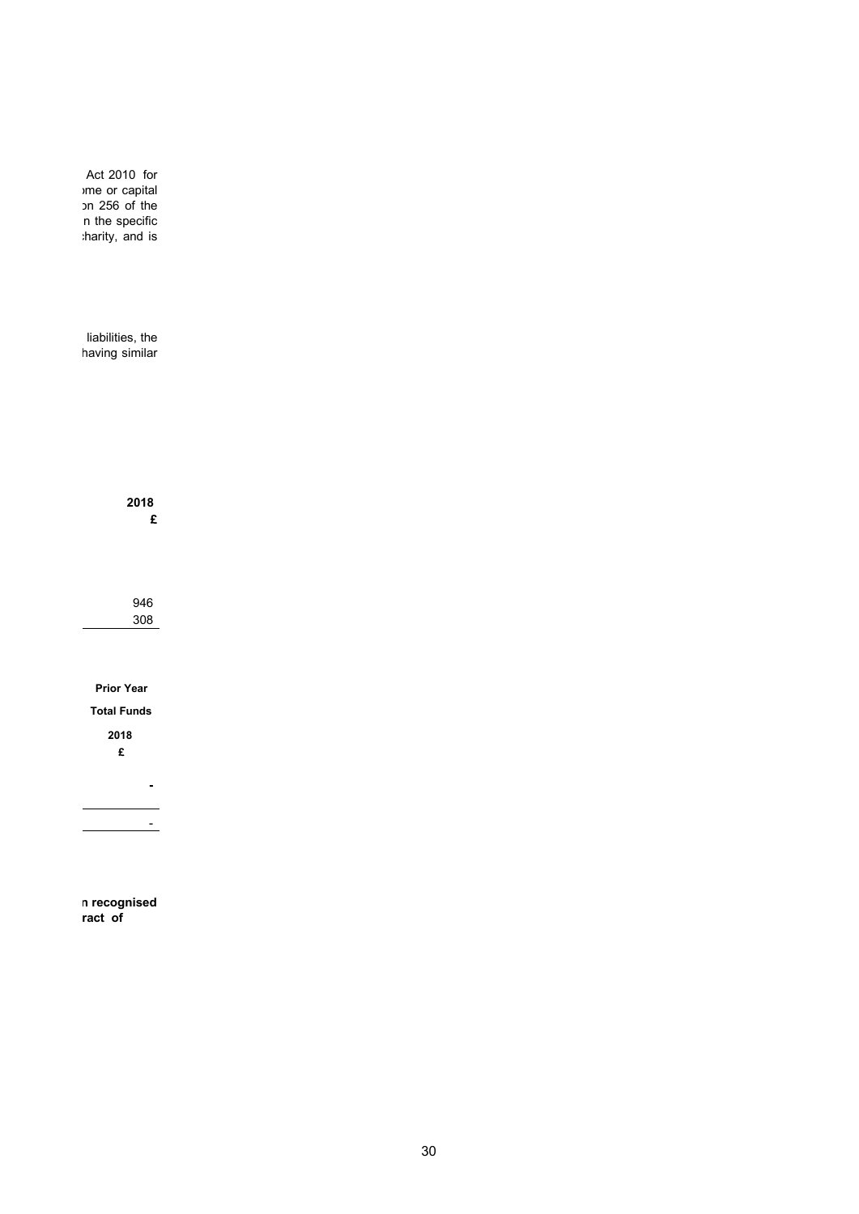Act 2010 for
ome or capital
on 256 of the
n the specific
charity, and is

liabilities, the
having similar

| 2018 |
|---|
| £ |
| 946 |
| 308 |

| Prior Year |
|---|
| Total Funds |
| 2018 |
| £ |
| **-** |
| - |

**n recognised**
**ract of**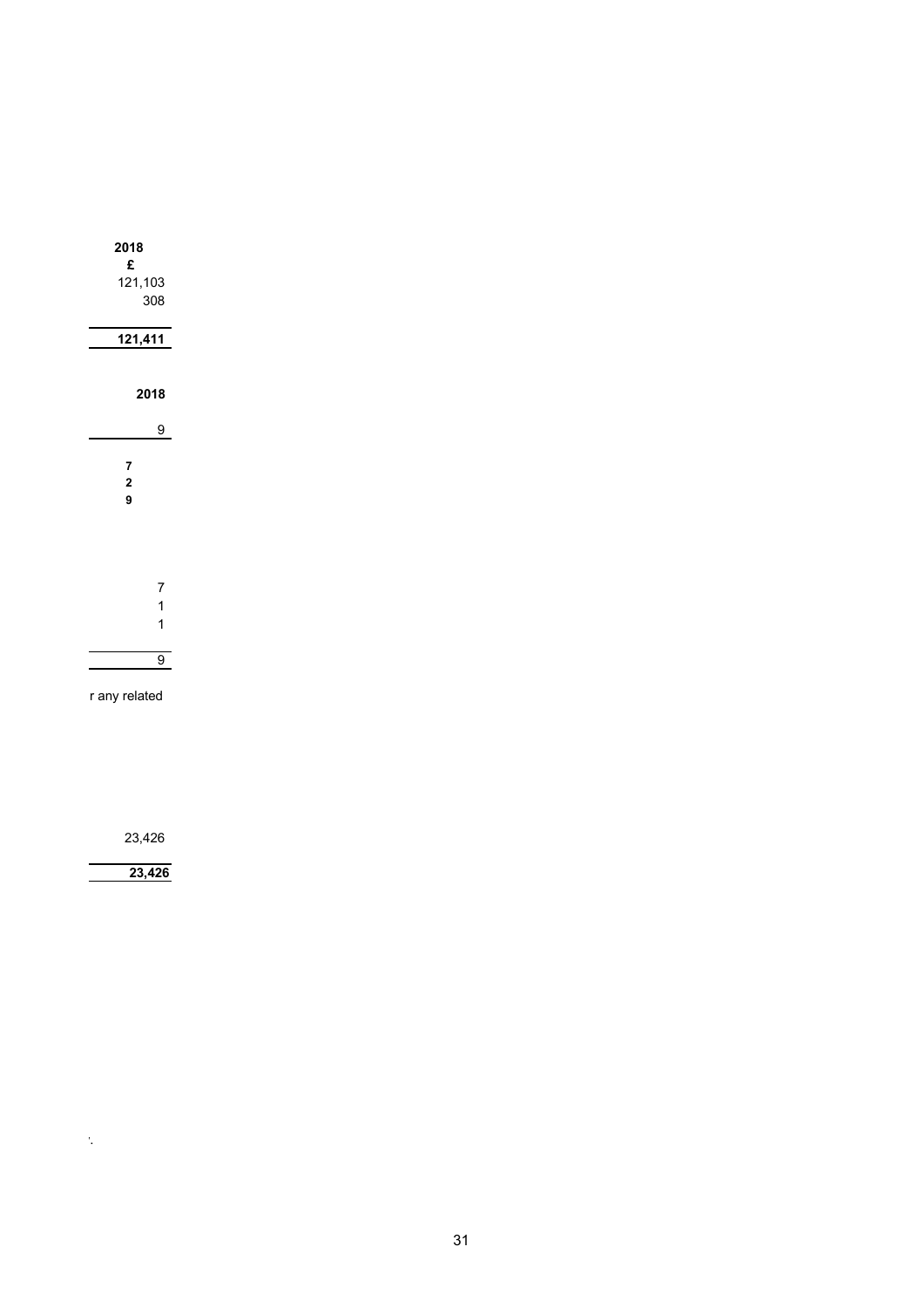| 2018 |
|---|
| £ |
| 121,103 |
| 308 |
| **121,411** |

| **2018** |
|---|
| 9 |

**7**
**2**
**9**

| |
|---|
| 7 |
| 1 |
| 1 |
| 9 |

r any related

| |
|---|
| 23,426 |
| **23,426** |

'.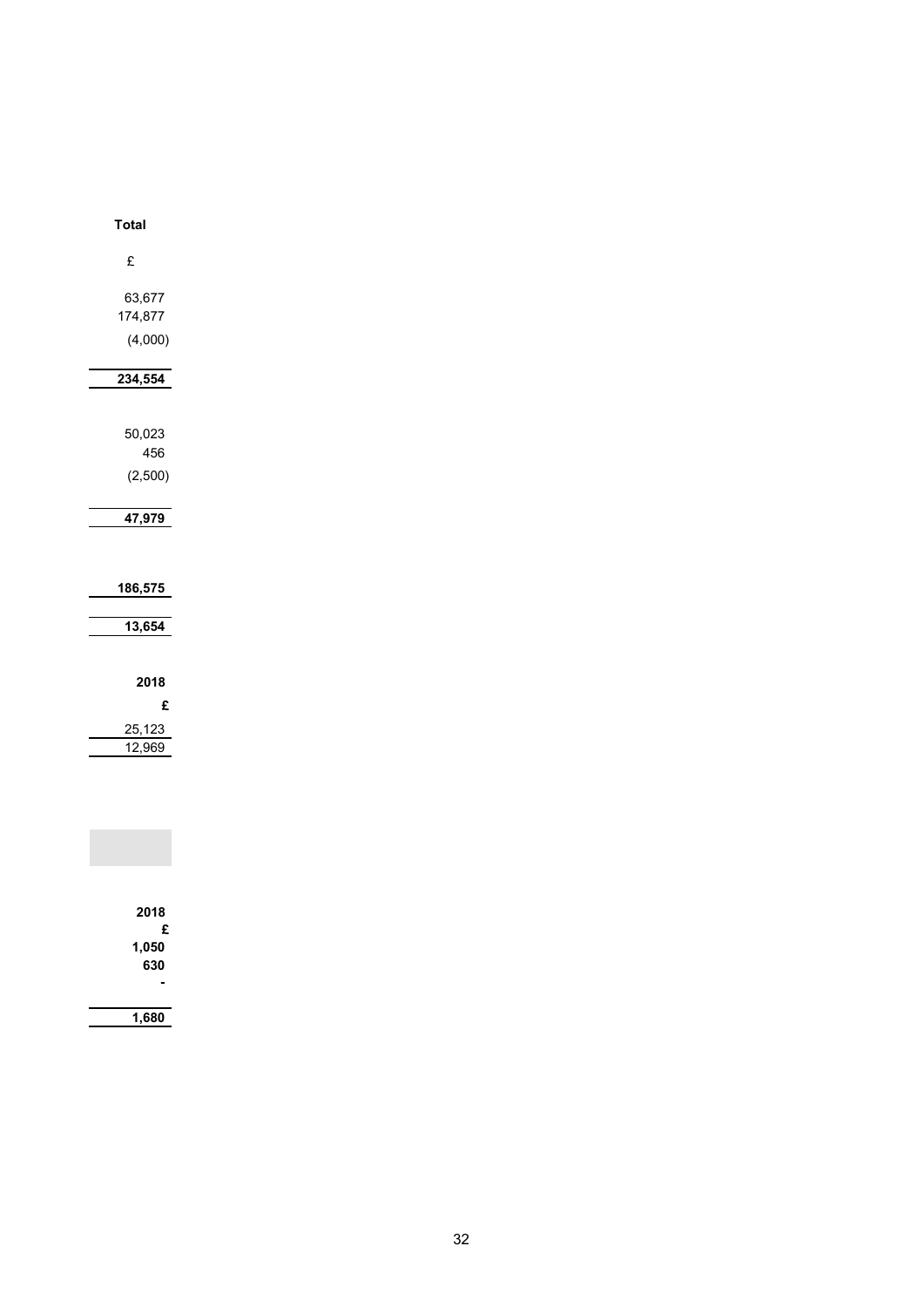| Total |
|---|
| £ |
| 63,677 |
| 174,877 |
| (4,000) |
| **234,554** |
| 50,023 |
| 456 |
| (2,500) |
| **47,979** |
| **186,575** |
| **13,654** |

| 2018 |
|---|
| £ |
| 25,123 |
| 12,969 |

| 2018 |
|---|
| £ |
| 1,050 |
| 630 |
| - |
| 1,680 |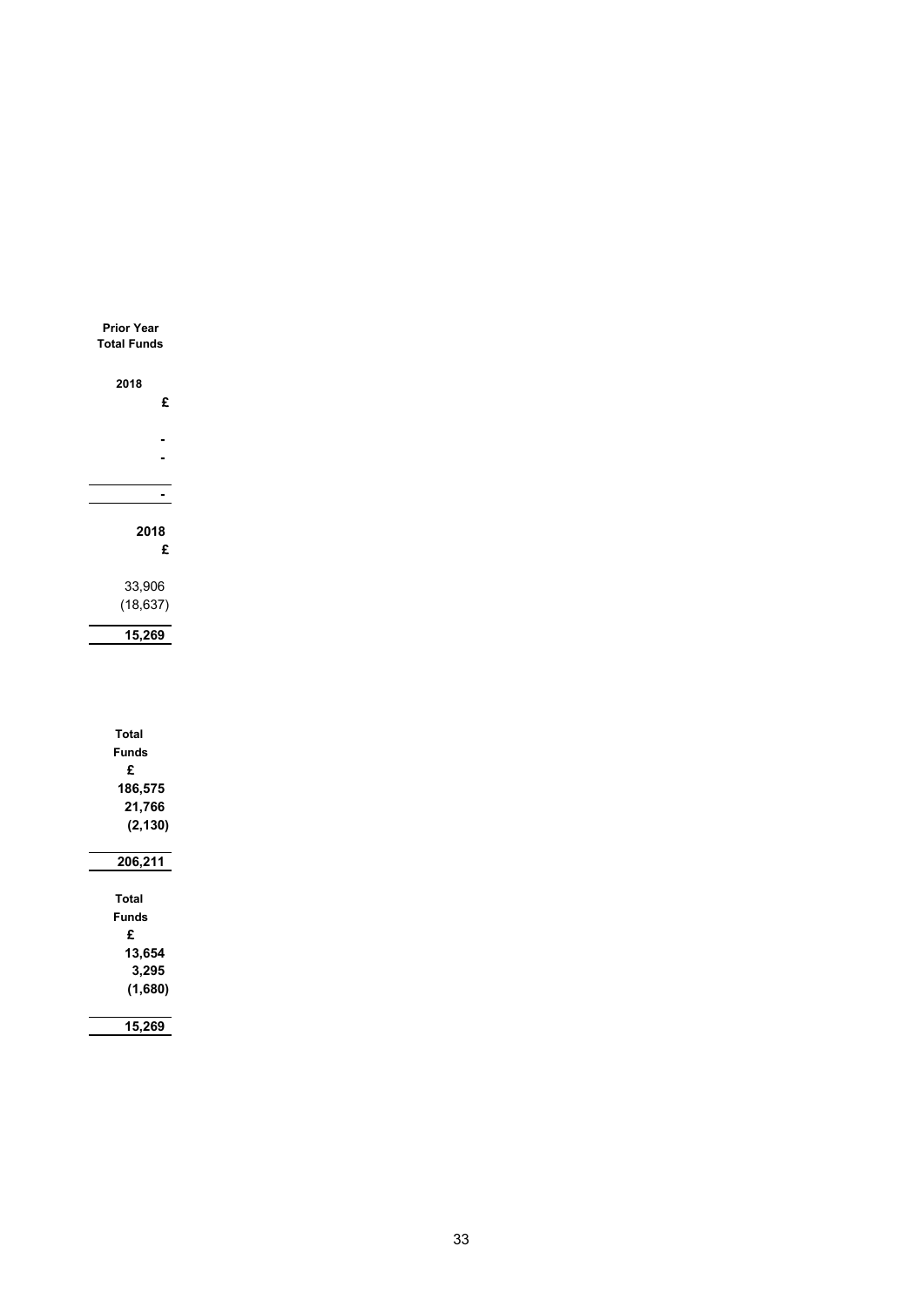| Prior Year Total Funds |
|---|
| 2018 |
| £ |
| - |
| - |
| - |

| 2018 |
|---|
| £ |
| 33,906 |
| (18,637) |
| **15,269** |

| Total Funds |
|---|
| £ |
| **186,575** |
| **21,766** |
| **(2,130)** |
| **206,211** |

| Total Funds |
|---|
| £ |
| **13,654** |
| **3,295** |
| **(1,680)** |
| **15,269** |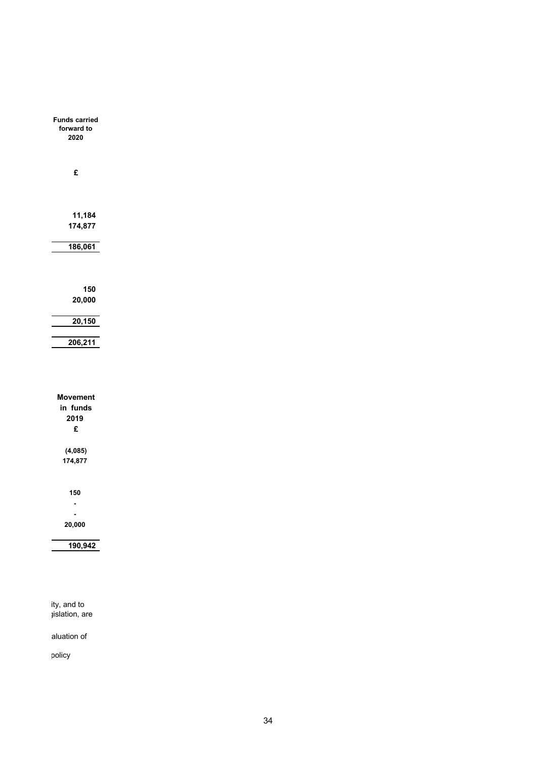| Funds carried forward to 2020 |
|---|
| £ |
| 11,184 |
| 174,877 |
| 186,061 |
| 150 |
| 20,000 |
| 20,150 |
| 206,211 |

| Movement in funds 2019 |
|---|
| £ |
| (4,085) |
| 174,877 |
| 150 |
| - |
| - |
| 20,000 |
| 190,942 |

ity, and to
jislation, are

aluation of

policy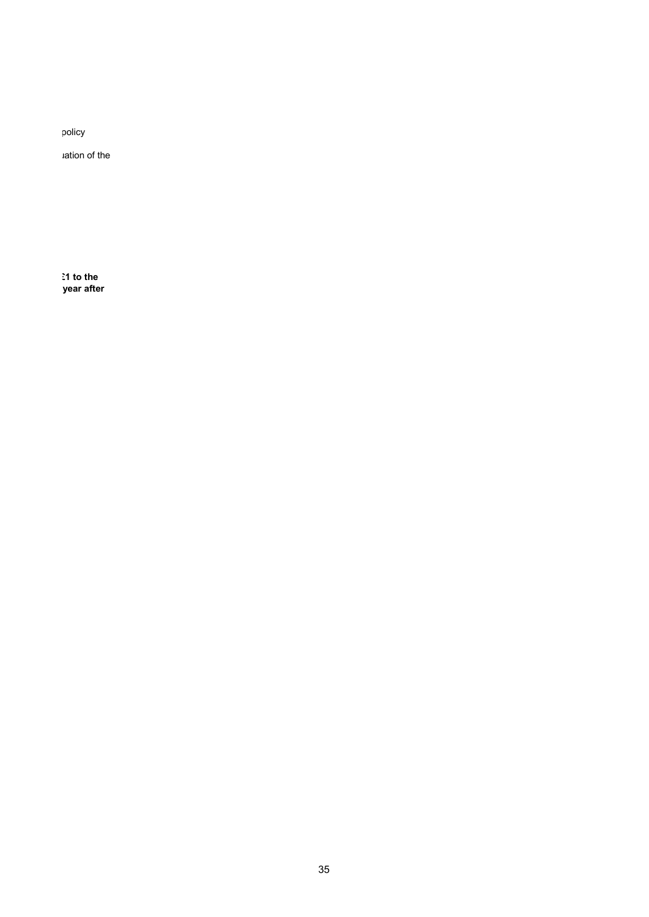policy

uation of the

**:1 to the year after**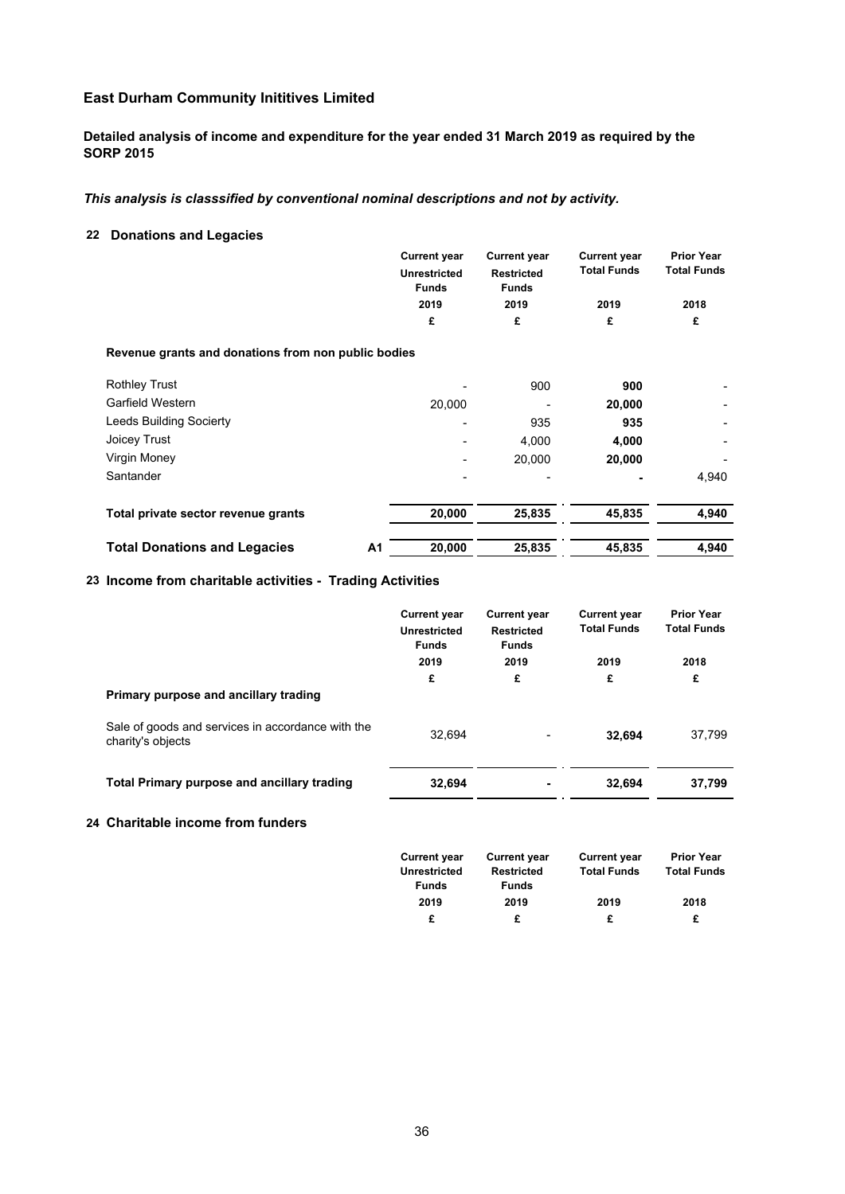## East Durham Community Inititives Limited

**Detailed analysis of income and expenditure for the year ended 31 March 2019 as required by the SORP 2015**

***This analysis is classsified by conventional nominal descriptions and not by activity.***

### 22 Donations and Legacies

| | | Current year Unrestricted Funds 2019 £ | Current year Restricted Funds 2019 £ | Current year Total Funds 2019 £ | Prior Year Total Funds 2018 £ |
|---|---|---|---|---|---|
| **Revenue grants and donations from non public bodies** | | | | | |
| Rothley Trust | | - | 900 | **900** | - |
| Garfield Western | | 20,000 | - | **20,000** | - |
| Leeds Building Socierty | | - | 935 | **935** | - |
| Joicey Trust | | - | 4,000 | **4,000** | - |
| Virgin Money | | - | 20,000 | **20,000** | - |
| Santander | | - | - | **-** | 4,940 |
| **Total private sector revenue grants** | | **20,000** | **25,835** | **45,835** | **4,940** |
| **Total Donations and Legacies** | **A1** | **20,000** | **25,835** | **45,835** | **4,940** |

### 23 Income from charitable activities - Trading Activities

| | Current year Unrestricted Funds 2019 £ | Current year Restricted Funds 2019 £ | Current year Total Funds 2019 £ | Prior Year Total Funds 2018 £ |
|---|---|---|---|---|
| **Primary purpose and ancillary trading** | | | | |
| Sale of goods and services in accordance with the charity's objects | 32,694 | - | **32,694** | 37,799 |
| **Total Primary purpose and ancillary trading** | **32,694** | **-** | **32,694** | **37,799** |

### 24 Charitable income from funders

| Current year Unrestricted Funds 2019 £ | Current year Restricted Funds 2019 £ | Current year Total Funds 2019 £ | Prior Year Total Funds 2018 £ |
|---|---|---|---|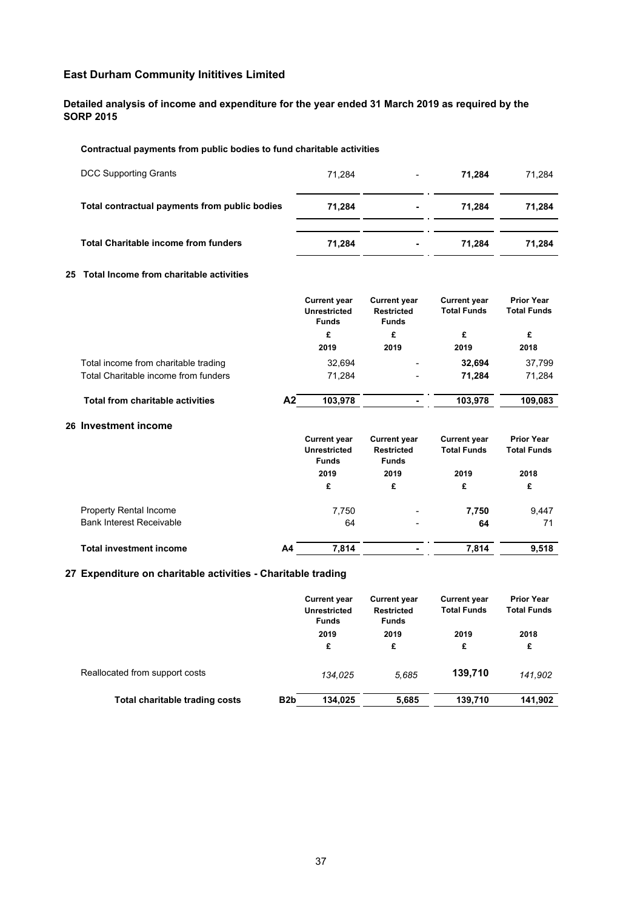# East Durham Community Inititives Limited

## Detailed analysis of income and expenditure for the year ended 31 March 2019 as required by the SORP 2015

**Contractual payments from public bodies to fund charitable activities**

| | | | | |
|---|---|---|---|---|
| DCC Supporting Grants | 71,284 | - | **71,284** | 71,284 |
| **Total contractual payments from public bodies** | **71,284** | **-** | **71,284** | **71,284** |
| **Total Charitable income from funders** | **71,284** | **-** | **71,284** | **71,284** |

**25 Total Income from charitable activities**

| | | Current year Unrestricted Funds | Current year Restricted Funds | Current year Total Funds | Prior Year Total Funds |
|---|---|---|---|---|---|
| | | £ | £ | £ | £ |
| | | 2019 | 2019 | 2019 | 2018 |
| Total income from charitable trading | | 32,694 | - | **32,694** | 37,799 |
| Total Charitable income from funders | | 71,284 | - | **71,284** | 71,284 |
| **Total from charitable activities** | **A2** | **103,978** | **-** | **103,978** | **109,083** |

**26 Investment income**

| | | Current year Unrestricted Funds | Current year Restricted Funds | Current year Total Funds | Prior Year Total Funds |
|---|---|---|---|---|---|
| | | 2019 | 2019 | 2019 | 2018 |
| | | £ | £ | £ | £ |
| Property Rental Income | | 7,750 | - | **7,750** | 9,447 |
| Bank Interest Receivable | | 64 | - | **64** | 71 |
| **Total investment income** | **A4** | **7,814** | **-** | **7,814** | **9,518** |

**27 Expenditure on charitable activities - Charitable trading**

| | | Current year Unrestricted Funds | Current year Restricted Funds | Current year Total Funds | Prior Year Total Funds |
|---|---|---|---|---|---|
| | | 2019 | 2019 | 2019 | 2018 |
| | | £ | £ | £ | £ |
| Reallocated from support costs | | *134,025* | *5,685* | **139,710** | *141,902* |
| **Total charitable trading costs** | **B2b** | **134,025** | **5,685** | **139,710** | **141,902** |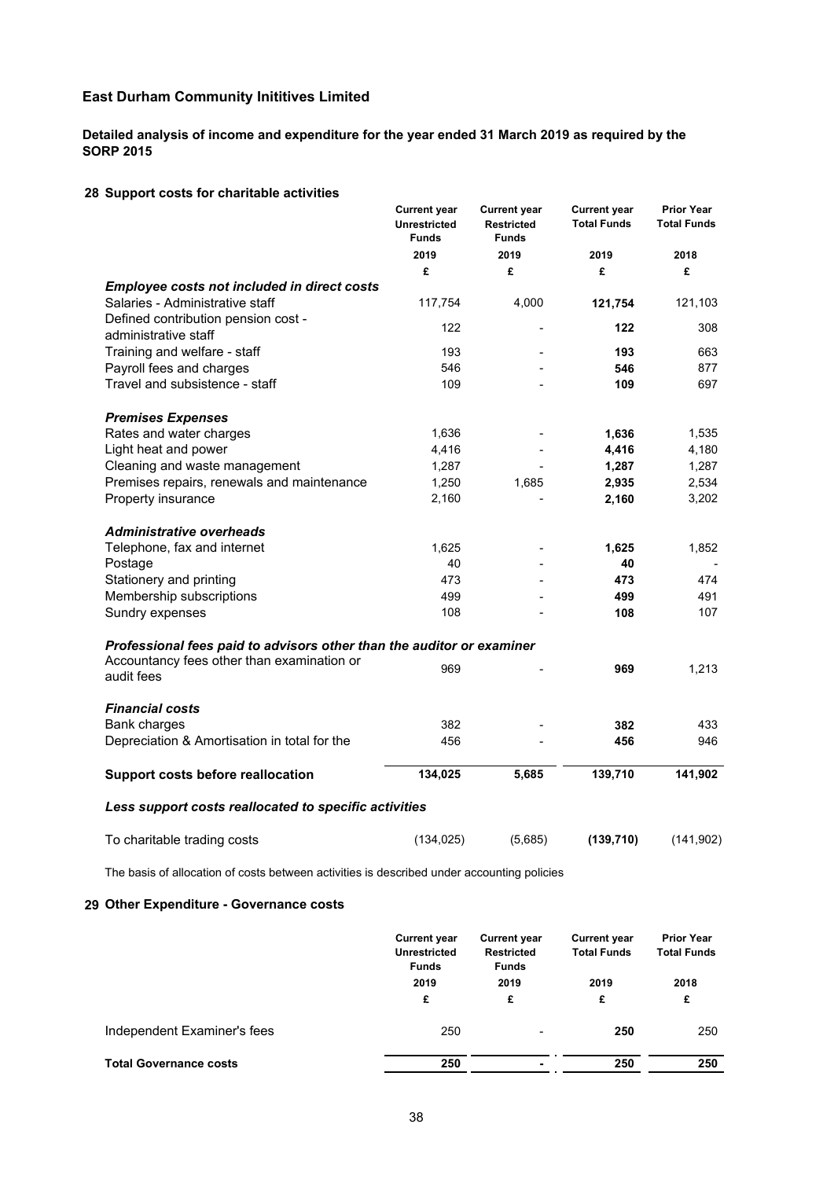# East Durham Community Inititives Limited

**Detailed analysis of income and expenditure for the year ended 31 March 2019 as required by the SORP 2015**

## 28 Support costs for charitable activities

| | Current year Unrestricted Funds | Current year Restricted Funds | Current year Total Funds | Prior Year Total Funds |
|---|---|---|---|---|
| | 2019 | 2019 | 2019 | 2018 |
| | £ | £ | £ | £ |
| ***Employee costs not included in direct costs*** | | | | |
| Salaries - Administrative staff | 117,754 | 4,000 | **121,754** | 121,103 |
| Defined contribution pension cost - administrative staff | 122 | - | **122** | 308 |
| Training and welfare - staff | 193 | - | **193** | 663 |
| Payroll fees and charges | 546 | - | **546** | 877 |
| Travel and subsistence - staff | 109 | - | **109** | 697 |
| ***Premises Expenses*** | | | | |
| Rates and water charges | 1,636 | - | **1,636** | 1,535 |
| Light heat and power | 4,416 | - | **4,416** | 4,180 |
| Cleaning and waste management | 1,287 | - | **1,287** | 1,287 |
| Premises repairs, renewals and maintenance | 1,250 | 1,685 | **2,935** | 2,534 |
| Property insurance | 2,160 | - | **2,160** | 3,202 |
| ***Administrative overheads*** | | | | |
| Telephone, fax and internet | 1,625 | - | **1,625** | 1,852 |
| Postage | 40 | - | **40** | - |
| Stationery and printing | 473 | - | **473** | 474 |
| Membership subscriptions | 499 | - | **499** | 491 |
| Sundry expenses | 108 | - | **108** | 107 |
| ***Professional fees paid to advisors other than the auditor or examiner*** | | | | |
| Accountancy fees other than examination or audit fees | 969 | - | **969** | 1,213 |
| ***Financial costs*** | | | | |
| Bank charges | 382 | - | **382** | 433 |
| Depreciation & Amortisation in total for the | 456 | - | **456** | 946 |
| **Support costs before reallocation** | **134,025** | **5,685** | **139,710** | **141,902** |
| ***Less support costs reallocated to specific activities*** | | | | |
| To charitable trading costs | (134,025) | (5,685) | **(139,710)** | (141,902) |

The basis of allocation of costs between activities is described under accounting policies

## 29 Other Expenditure - Governance costs

| | Current year Unrestricted Funds | Current year Restricted Funds | Current year Total Funds | Prior Year Total Funds |
|---|---|---|---|---|
| | 2019 | 2019 | 2019 | 2018 |
| | £ | £ | £ | £ |
| Independent Examiner's fees | 250 | - | **250** | 250 |
| **Total Governance costs** | **250** | **-** | **250** | **250** |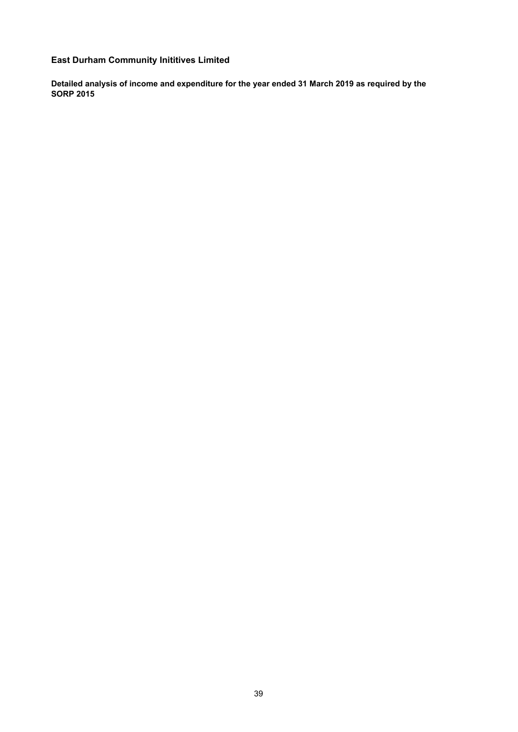**East Durham Community Inititives Limited**

**Detailed analysis of income and expenditure for the year ended 31 March 2019 as required by the SORP 2015**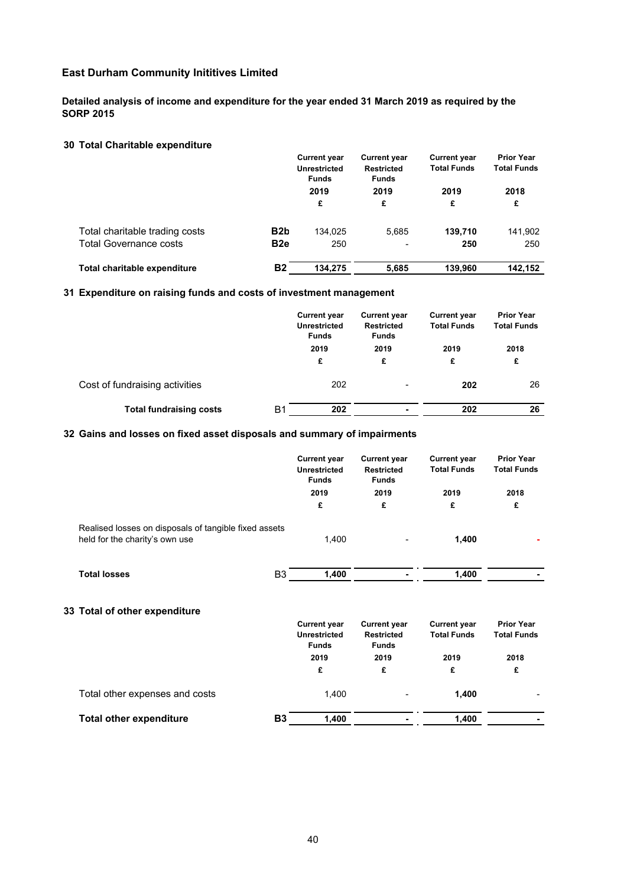## East Durham Community Inititives Limited

**Detailed analysis of income and expenditure for the year ended 31 March 2019 as required by the SORP 2015**

### 30 Total Charitable expenditure

| | | Current year Unrestricted Funds 2019 £ | Current year Restricted Funds 2019 £ | Current year Total Funds 2019 £ | Prior Year Total Funds 2018 £ |
|---|---|---|---|---|---|
| Total charitable trading costs | B2b | 134,025 | 5,685 | **139,710** | 141,902 |
| Total Governance costs | B2e | 250 | - | **250** | 250 |
| **Total charitable expenditure** | **B2** | **134,275** | **5,685** | **139,960** | **142,152** |

### 31 Expenditure on raising funds and costs of investment management

| | | Current year Unrestricted Funds 2019 £ | Current year Restricted Funds 2019 £ | Current year Total Funds 2019 £ | Prior Year Total Funds 2018 £ |
|---|---|---|---|---|---|
| Cost of fundraising activities | | 202 | - | **202** | 26 |
| **Total fundraising costs** | B1 | **202** | **-** | **202** | **26** |

### 32 Gains and losses on fixed asset disposals and summary of impairments

| | | Current year Unrestricted Funds 2019 £ | Current year Restricted Funds 2019 £ | Current year Total Funds 2019 £ | Prior Year Total Funds 2018 £ |
|---|---|---|---|---|---|
| Realised losses on disposals of tangible fixed assets held for the charity's own use | | 1,400 | - | **1,400** | - |
| **Total losses** | B3 | **1,400** | **-** | **1,400** | **-** |

### 33 Total of other expenditure

| | | Current year Unrestricted Funds 2019 £ | Current year Restricted Funds 2019 £ | Current year Total Funds 2019 £ | Prior Year Total Funds 2018 £ |
|---|---|---|---|---|---|
| Total other expenses and costs | | 1,400 | - | **1,400** | - |
| **Total other expenditure** | **B3** | **1,400** | **-** | **1,400** | **-** |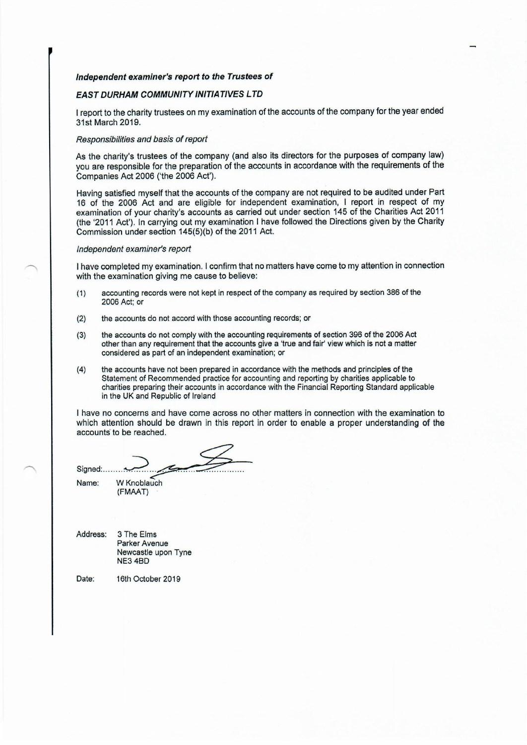***Independent examiner's report to the Trustees of***

***EAST DURHAM COMMUNITY INITIATIVES LTD***

I report to the charity trustees on my examination of the accounts of the company for the year ended 31st March 2019.

*Responsibilities and basis of report*

As the charity's trustees of the company (and also its directors for the purposes of company law) you are responsible for the preparation of the accounts in accordance with the requirements of the Companies Act 2006 ('the 2006 Act').

Having satisfied myself that the accounts of the company are not required to be audited under Part 16 of the 2006 Act and are eligible for independent examination, I report in respect of my examination of your charity's accounts as carried out under section 145 of the Charities Act 2011 (the '2011 Act'). In carrying out my examination I have followed the Directions given by the Charity Commission under section 145(5)(b) of the 2011 Act.

*Independent examiner's report*

I have completed my examination. I confirm that no matters have come to my attention in connection with the examination giving me cause to believe:

(1) accounting records were not kept in respect of the company as required by section 386 of the 2006 Act; or

(2) the accounts do not accord with those accounting records; or

(3) the accounts do not comply with the accounting requirements of section 396 of the 2006 Act other than any requirement that the accounts give a 'true and fair' view which is not a matter considered as part of an independent examination; or

(4) the accounts have not been prepared in accordance with the methods and principles of the Statement of Recommended practice for accounting and reporting by charities applicable to charities preparing their accounts in accordance with the Financial Reporting Standard applicable in the UK and Republic of Ireland

I have no concerns and have come across no other matters in connection with the examination to which attention should be drawn in this report in order to enable a proper understanding of the accounts to be reached.

Signed:..................................

Name: W Knoblauch
(FMAAT)

Address: 3 The Elms
Parker Avenue
Newcastle upon Tyne
NE3 4BD

Date: 16th October 2019